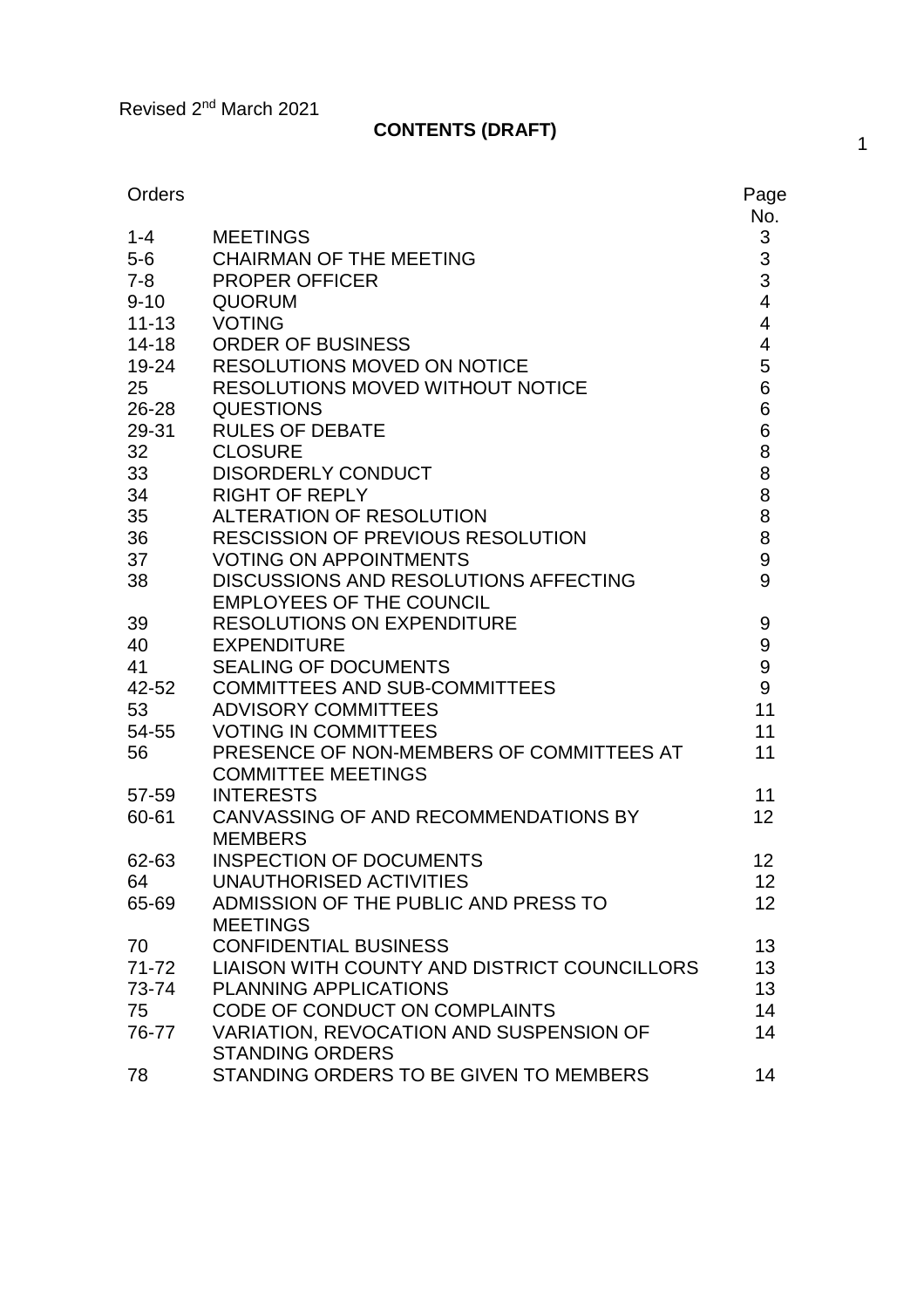Revised 2nd March 2021

# CONTENTS (DRAFT)

| Orders | | Page No. |
|---|---|---|
| 1-4 | MEETINGS | 3 |
| 5-6 | CHAIRMAN OF THE MEETING | 3 |
| 7-8 | PROPER OFFICER | 3 |
| 9-10 | QUORUM | 4 |
| 11-13 | VOTING | 4 |
| 14-18 | ORDER OF BUSINESS | 4 |
| 19-24 | RESOLUTIONS MOVED ON NOTICE | 5 |
| 25 | RESOLUTIONS MOVED WITHOUT NOTICE | 6 |
| 26-28 | QUESTIONS | 6 |
| 29-31 | RULES OF DEBATE | 6 |
| 32 | CLOSURE | 8 |
| 33 | DISORDERLY CONDUCT | 8 |
| 34 | RIGHT OF REPLY | 8 |
| 35 | ALTERATION OF RESOLUTION | 8 |
| 36 | RESCISSION OF PREVIOUS RESOLUTION | 8 |
| 37 | VOTING ON APPOINTMENTS | 9 |
| 38 | DISCUSSIONS AND RESOLUTIONS AFFECTING EMPLOYEES OF THE COUNCIL | 9 |
| 39 | RESOLUTIONS ON EXPENDITURE | 9 |
| 40 | EXPENDITURE | 9 |
| 41 | SEALING OF DOCUMENTS | 9 |
| 42-52 | COMMITTEES AND SUB-COMMITTEES | 9 |
| 53 | ADVISORY COMMITTEES | 11 |
| 54-55 | VOTING IN COMMITTEES | 11 |
| 56 | PRESENCE OF NON-MEMBERS OF COMMITTEES AT COMMITTEE MEETINGS | 11 |
| 57-59 | INTERESTS | 11 |
| 60-61 | CANVASSING OF AND RECOMMENDATIONS BY MEMBERS | 12 |
| 62-63 | INSPECTION OF DOCUMENTS | 12 |
| 64 | UNAUTHORISED ACTIVITIES | 12 |
| 65-69 | ADMISSION OF THE PUBLIC AND PRESS TO MEETINGS | 12 |
| 70 | CONFIDENTIAL BUSINESS | 13 |
| 71-72 | LIAISON WITH COUNTY AND DISTRICT COUNCILLORS | 13 |
| 73-74 | PLANNING APPLICATIONS | 13 |
| 75 | CODE OF CONDUCT ON COMPLAINTS | 14 |
| 76-77 | VARIATION, REVOCATION AND SUSPENSION OF STANDING ORDERS | 14 |
| 78 | STANDING ORDERS TO BE GIVEN TO MEMBERS | 14 |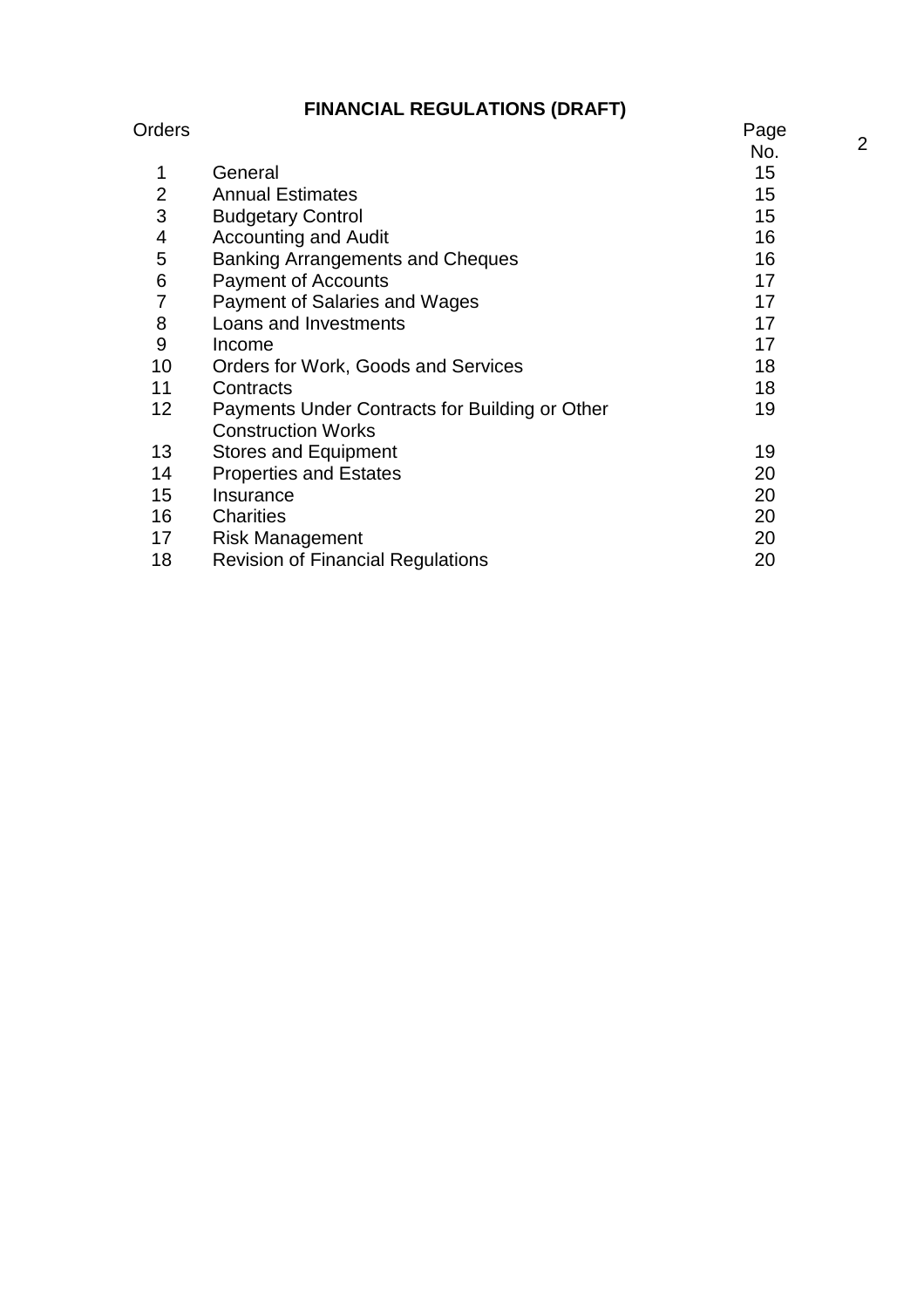# FINANCIAL REGULATIONS (DRAFT)

| Orders | | Page No. |
|---|---|---|
| 1 | General | 15 |
| 2 | Annual Estimates | 15 |
| 3 | Budgetary Control | 15 |
| 4 | Accounting and Audit | 16 |
| 5 | Banking Arrangements and Cheques | 16 |
| 6 | Payment of Accounts | 17 |
| 7 | Payment of Salaries and Wages | 17 |
| 8 | Loans and Investments | 17 |
| 9 | Income | 17 |
| 10 | Orders for Work, Goods and Services | 18 |
| 11 | Contracts | 18 |
| 12 | Payments Under Contracts for Building or Other Construction Works | 19 |
| 13 | Stores and Equipment | 19 |
| 14 | Properties and Estates | 20 |
| 15 | Insurance | 20 |
| 16 | Charities | 20 |
| 17 | Risk Management | 20 |
| 18 | Revision of Financial Regulations | 20 |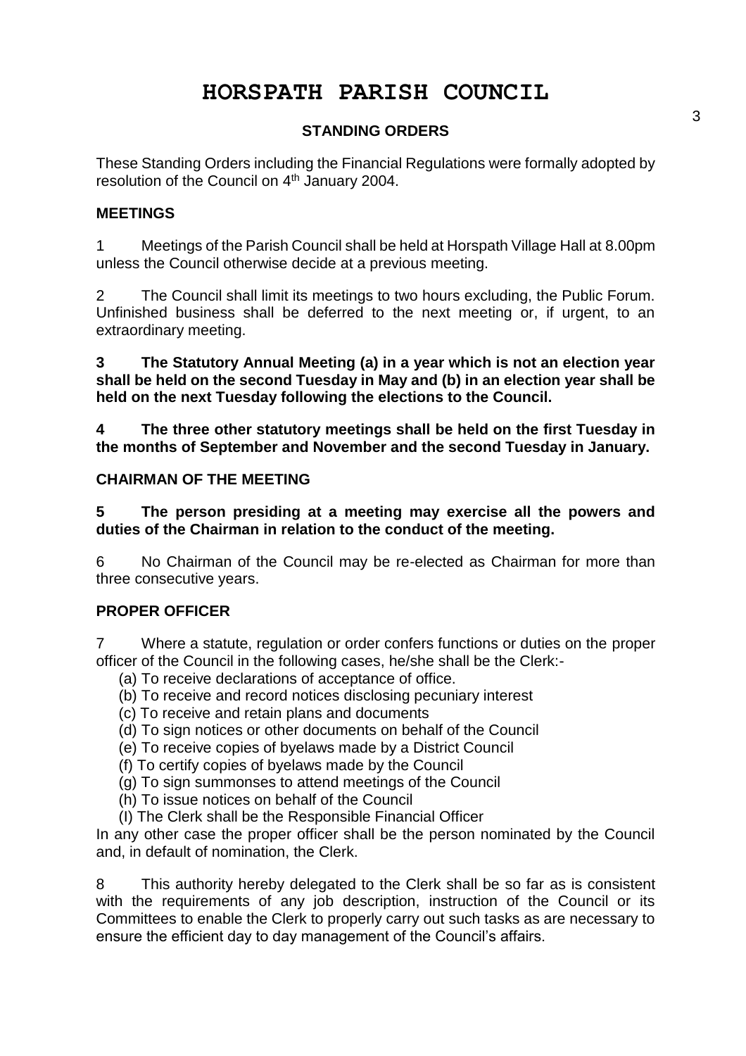# HORSPATH PARISH COUNCIL

## STANDING ORDERS

These Standing Orders including the Financial Regulations were formally adopted by resolution of the Council on 4th January 2004.

### MEETINGS

1 Meetings of the Parish Council shall be held at Horspath Village Hall at 8.00pm unless the Council otherwise decide at a previous meeting.

2 The Council shall limit its meetings to two hours excluding, the Public Forum. Unfinished business shall be deferred to the next meeting or, if urgent, to an extraordinary meeting.

**3 The Statutory Annual Meeting (a) in a year which is not an election year shall be held on the second Tuesday in May and (b) in an election year shall be held on the next Tuesday following the elections to the Council.**

**4 The three other statutory meetings shall be held on the first Tuesday in the months of September and November and the second Tuesday in January.**

### CHAIRMAN OF THE MEETING

**5 The person presiding at a meeting may exercise all the powers and duties of the Chairman in relation to the conduct of the meeting.**

6 No Chairman of the Council may be re-elected as Chairman for more than three consecutive years.

### PROPER OFFICER

7 Where a statute, regulation or order confers functions or duties on the proper officer of the Council in the following cases, he/she shall be the Clerk:-

(a) To receive declarations of acceptance of office.
(b) To receive and record notices disclosing pecuniary interest
(c) To receive and retain plans and documents
(d) To sign notices or other documents on behalf of the Council
(e) To receive copies of byelaws made by a District Council
(f) To certify copies of byelaws made by the Council
(g) To sign summonses to attend meetings of the Council
(h) To issue notices on behalf of the Council
(I) The Clerk shall be the Responsible Financial Officer

In any other case the proper officer shall be the person nominated by the Council and, in default of nomination, the Clerk.

8 This authority hereby delegated to the Clerk shall be so far as is consistent with the requirements of any job description, instruction of the Council or its Committees to enable the Clerk to properly carry out such tasks as are necessary to ensure the efficient day to day management of the Council's affairs.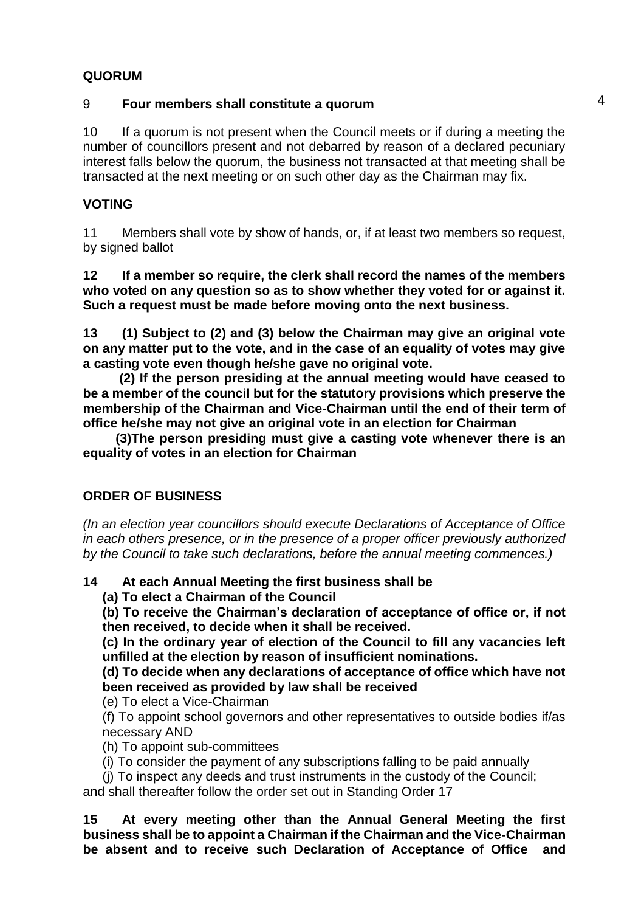## QUORUM

9 **Four members shall constitute a quorum**

10 If a quorum is not present when the Council meets or if during a meeting the number of councillors present and not debarred by reason of a declared pecuniary interest falls below the quorum, the business not transacted at that meeting shall be transacted at the next meeting or on such other day as the Chairman may fix.

## VOTING

11 Members shall vote by show of hands, or, if at least two members so request, by signed ballot

**12 If a member so require, the clerk shall record the names of the members who voted on any question so as to show whether they voted for or against it. Such a request must be made before moving onto the next business.**

**13 (1) Subject to (2) and (3) below the Chairman may give an original vote on any matter put to the vote, and in the case of an equality of votes may give a casting vote even though he/she gave no original vote.**

**(2) If the person presiding at the annual meeting would have ceased to be a member of the council but for the statutory provisions which preserve the membership of the Chairman and Vice-Chairman until the end of their term of office he/she may not give an original vote in an election for Chairman**

**(3)The person presiding must give a casting vote whenever there is an equality of votes in an election for Chairman**

## ORDER OF BUSINESS

*(In an election year councillors should execute Declarations of Acceptance of Office in each others presence, or in the presence of a proper officer previously authorized by the Council to take such declarations, before the annual meeting commences.)*

**14 At each Annual Meeting the first business shall be**

**(a) To elect a Chairman of the Council**

**(b) To receive the Chairman's declaration of acceptance of office or, if not then received, to decide when it shall be received.**

**(c) In the ordinary year of election of the Council to fill any vacancies left unfilled at the election by reason of insufficient nominations.**

**(d) To decide when any declarations of acceptance of office which have not been received as provided by law shall be received**

(e) To elect a Vice-Chairman

(f) To appoint school governors and other representatives to outside bodies if/as necessary AND

(h) To appoint sub-committees

(i) To consider the payment of any subscriptions falling to be paid annually

(j) To inspect any deeds and trust instruments in the custody of the Council;

and shall thereafter follow the order set out in Standing Order 17

**15 At every meeting other than the Annual General Meeting the first business shall be to appoint a Chairman if the Chairman and the Vice-Chairman be absent and to receive such Declaration of Acceptance of Office and**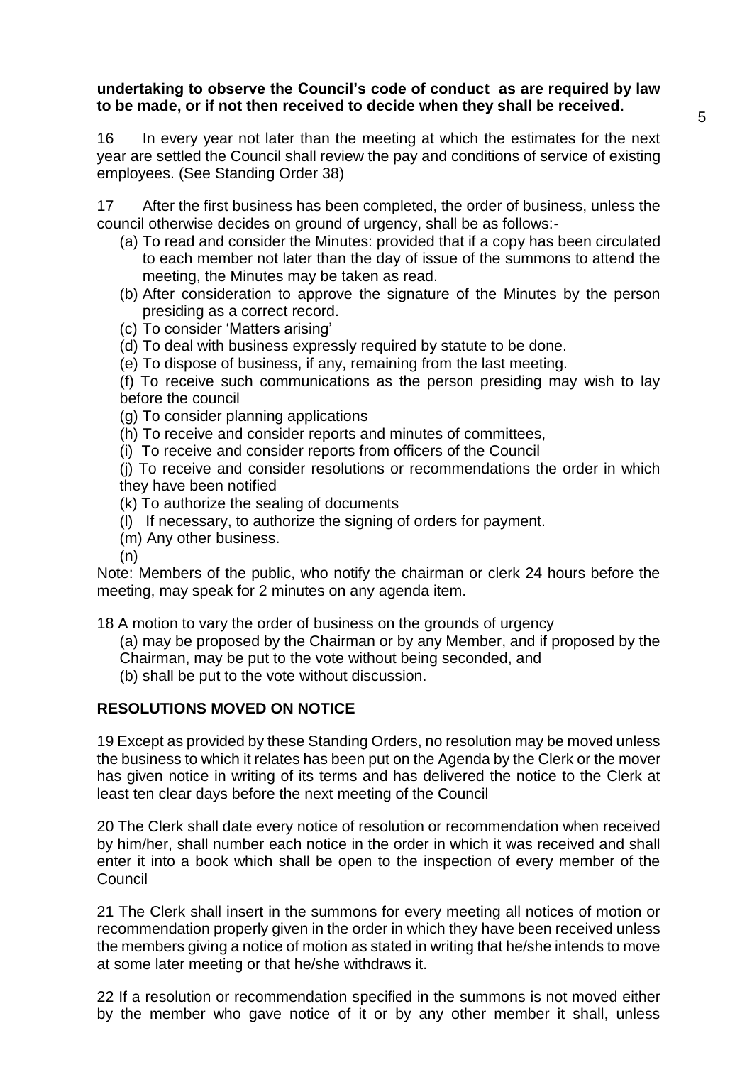**undertaking to observe the Council's code of conduct as are required by law to be made, or if not then received to decide when they shall be received.**

16 In every year not later than the meeting at which the estimates for the next year are settled the Council shall review the pay and conditions of service of existing employees. (See Standing Order 38)

17 After the first business has been completed, the order of business, unless the council otherwise decides on ground of urgency, shall be as follows:-

(a) To read and consider the Minutes: provided that if a copy has been circulated to each member not later than the day of issue of the summons to attend the meeting, the Minutes may be taken as read.

(b) After consideration to approve the signature of the Minutes by the person presiding as a correct record.

(c) To consider 'Matters arising'

(d) To deal with business expressly required by statute to be done.

(e) To dispose of business, if any, remaining from the last meeting.

(f) To receive such communications as the person presiding may wish to lay before the council

(g) To consider planning applications

(h) To receive and consider reports and minutes of committees,

(i) To receive and consider reports from officers of the Council

(j) To receive and consider resolutions or recommendations the order in which they have been notified

(k) To authorize the sealing of documents

(l) If necessary, to authorize the signing of orders for payment.

(m) Any other business.

(n)

Note: Members of the public, who notify the chairman or clerk 24 hours before the meeting, may speak for 2 minutes on any agenda item.

18 A motion to vary the order of business on the grounds of urgency

(a) may be proposed by the Chairman or by any Member, and if proposed by the Chairman, may be put to the vote without being seconded, and

(b) shall be put to the vote without discussion.

## RESOLUTIONS MOVED ON NOTICE

19 Except as provided by these Standing Orders, no resolution may be moved unless the business to which it relates has been put on the Agenda by the Clerk or the mover has given notice in writing of its terms and has delivered the notice to the Clerk at least ten clear days before the next meeting of the Council

20 The Clerk shall date every notice of resolution or recommendation when received by him/her, shall number each notice in the order in which it was received and shall enter it into a book which shall be open to the inspection of every member of the Council

21 The Clerk shall insert in the summons for every meeting all notices of motion or recommendation properly given in the order in which they have been received unless the members giving a notice of motion as stated in writing that he/she intends to move at some later meeting or that he/she withdraws it.

22 If a resolution or recommendation specified in the summons is not moved either by the member who gave notice of it or by any other member it shall, unless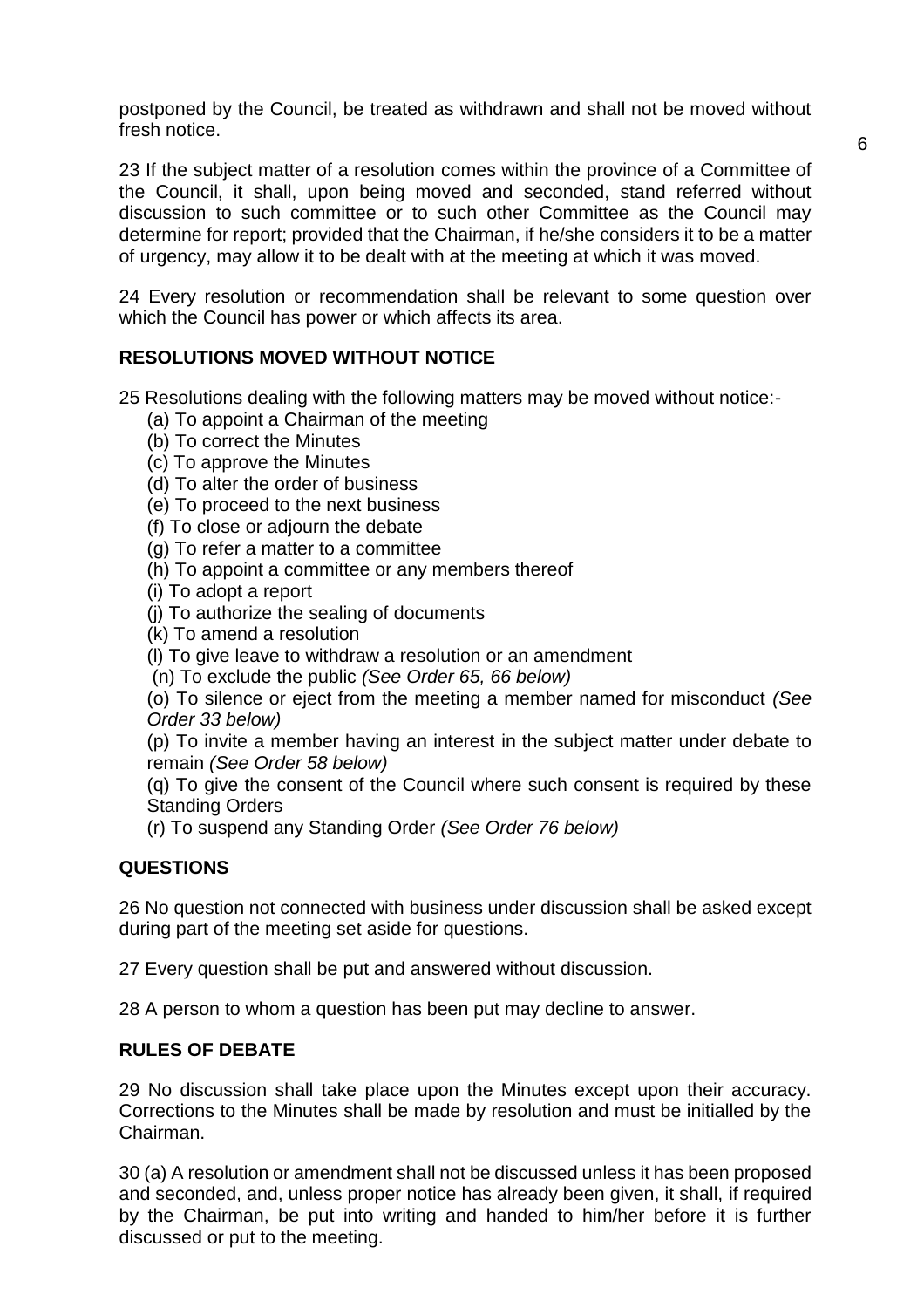postponed by the Council, be treated as withdrawn and shall not be moved without fresh notice.

23 If the subject matter of a resolution comes within the province of a Committee of the Council, it shall, upon being moved and seconded, stand referred without discussion to such committee or to such other Committee as the Council may determine for report; provided that the Chairman, if he/she considers it to be a matter of urgency, may allow it to be dealt with at the meeting at which it was moved.

24 Every resolution or recommendation shall be relevant to some question over which the Council has power or which affects its area.

**RESOLUTIONS MOVED WITHOUT NOTICE**

25 Resolutions dealing with the following matters may be moved without notice:-

(a) To appoint a Chairman of the meeting
(b) To correct the Minutes
(c) To approve the Minutes
(d) To alter the order of business
(e) To proceed to the next business
(f) To close or adjourn the debate
(g) To refer a matter to a committee
(h) To appoint a committee or any members thereof
(i) To adopt a report
(j) To authorize the sealing of documents
(k) To amend a resolution
(l) To give leave to withdraw a resolution or an amendment
(n) To exclude the public *(See Order 65, 66 below)*
(o) To silence or eject from the meeting a member named for misconduct *(See Order 33 below)*
(p) To invite a member having an interest in the subject matter under debate to remain *(See Order 58 below)*
(q) To give the consent of the Council where such consent is required by these Standing Orders
(r) To suspend any Standing Order *(See Order 76 below)*

**QUESTIONS**

26 No question not connected with business under discussion shall be asked except during part of the meeting set aside for questions.

27 Every question shall be put and answered without discussion.

28 A person to whom a question has been put may decline to answer.

**RULES OF DEBATE**

29 No discussion shall take place upon the Minutes except upon their accuracy. Corrections to the Minutes shall be made by resolution and must be initialled by the Chairman.

30 (a) A resolution or amendment shall not be discussed unless it has been proposed and seconded, and, unless proper notice has already been given, it shall, if required by the Chairman, be put into writing and handed to him/her before it is further discussed or put to the meeting.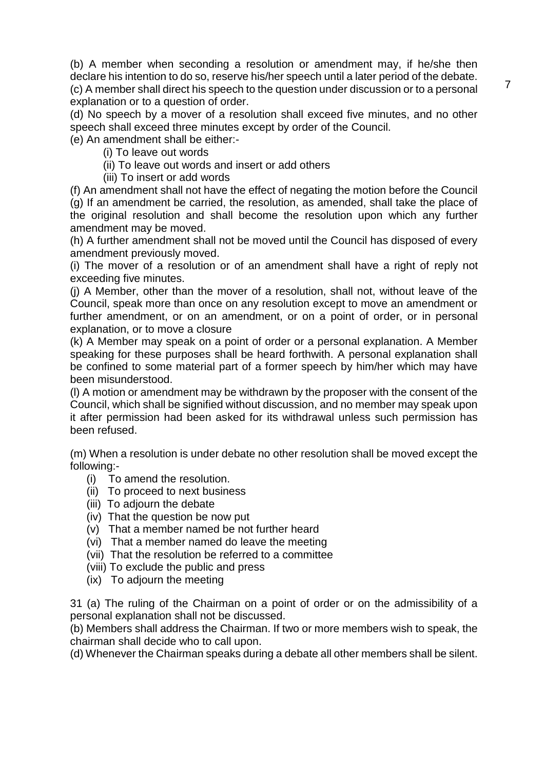(b) A member when seconding a resolution or amendment may, if he/she then declare his intention to do so, reserve his/her speech until a later period of the debate.
(c) A member shall direct his speech to the question under discussion or to a personal explanation or to a question of order.
(d) No speech by a mover of a resolution shall exceed five minutes, and no other speech shall exceed three minutes except by order of the Council.
(e) An amendment shall be either:-

- (i) To leave out words
- (ii) To leave out words and insert or add others
- (iii) To insert or add words

(f) An amendment shall not have the effect of negating the motion before the Council
(g) If an amendment be carried, the resolution, as amended, shall take the place of the original resolution and shall become the resolution upon which any further amendment may be moved.
(h) A further amendment shall not be moved until the Council has disposed of every amendment previously moved.
(i) The mover of a resolution or of an amendment shall have a right of reply not exceeding five minutes.
(j) A Member, other than the mover of a resolution, shall not, without leave of the Council, speak more than once on any resolution except to move an amendment or further amendment, or on an amendment, or on a point of order, or in personal explanation, or to move a closure
(k) A Member may speak on a point of order or a personal explanation. A Member speaking for these purposes shall be heard forthwith. A personal explanation shall be confined to some material part of a former speech by him/her which may have been misunderstood.
(l) A motion or amendment may be withdrawn by the proposer with the consent of the Council, which shall be signified without discussion, and no member may speak upon it after permission had been asked for its withdrawal unless such permission has been refused.

(m) When a resolution is under debate no other resolution shall be moved except the following:-

- (i) To amend the resolution.
- (ii) To proceed to next business
- (iii) To adjourn the debate
- (iv) That the question be now put
- (v) That a member named be not further heard
- (vi) That a member named do leave the meeting
- (vii) That the resolution be referred to a committee
- (viii) To exclude the public and press
- (ix) To adjourn the meeting

31 (a) The ruling of the Chairman on a point of order or on the admissibility of a personal explanation shall not be discussed.
(b) Members shall address the Chairman. If two or more members wish to speak, the chairman shall decide who to call upon.
(d) Whenever the Chairman speaks during a debate all other members shall be silent.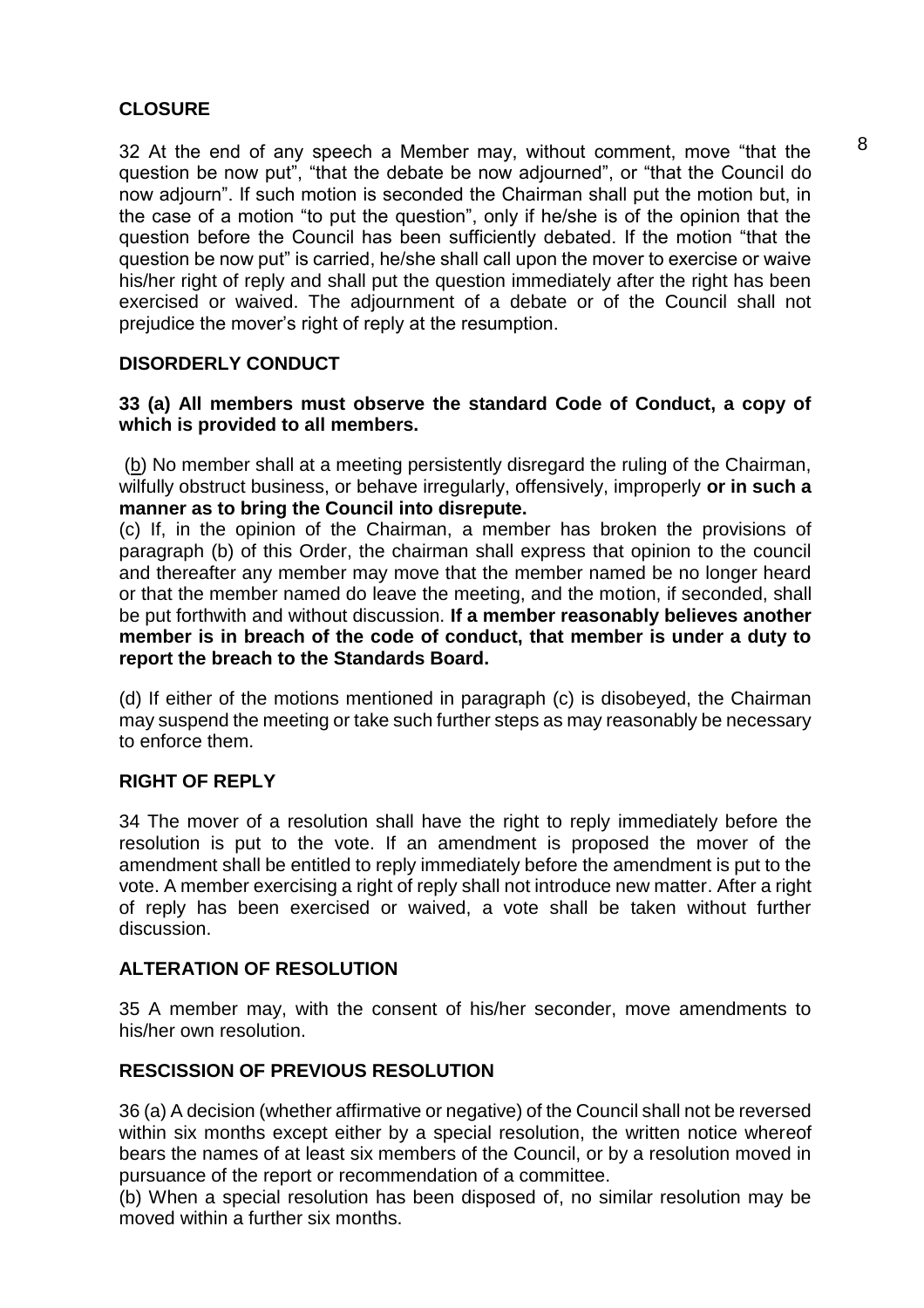## CLOSURE

32 At the end of any speech a Member may, without comment, move "that the question be now put", "that the debate be now adjourned", or "that the Council do now adjourn". If such motion is seconded the Chairman shall put the motion but, in the case of a motion "to put the question", only if he/she is of the opinion that the question before the Council has been sufficiently debated. If the motion "that the question be now put" is carried, he/she shall call upon the mover to exercise or waive his/her right of reply and shall put the question immediately after the right has been exercised or waived. The adjournment of a debate or of the Council shall not prejudice the mover's right of reply at the resumption.

## DISORDERLY CONDUCT

**33 (a) All members must observe the standard Code of Conduct, a copy of which is provided to all members.**

(b) No member shall at a meeting persistently disregard the ruling of the Chairman, wilfully obstruct business, or behave irregularly, offensively, improperly **or in such a manner as to bring the Council into disrepute.**

(c) If, in the opinion of the Chairman, a member has broken the provisions of paragraph (b) of this Order, the chairman shall express that opinion to the council and thereafter any member may move that the member named be no longer heard or that the member named do leave the meeting, and the motion, if seconded, shall be put forthwith and without discussion. **If a member reasonably believes another member is in breach of the code of conduct, that member is under a duty to report the breach to the Standards Board.**

(d) If either of the motions mentioned in paragraph (c) is disobeyed, the Chairman may suspend the meeting or take such further steps as may reasonably be necessary to enforce them.

## RIGHT OF REPLY

34 The mover of a resolution shall have the right to reply immediately before the resolution is put to the vote. If an amendment is proposed the mover of the amendment shall be entitled to reply immediately before the amendment is put to the vote. A member exercising a right of reply shall not introduce new matter. After a right of reply has been exercised or waived, a vote shall be taken without further discussion.

## ALTERATION OF RESOLUTION

35 A member may, with the consent of his/her seconder, move amendments to his/her own resolution.

## RESCISSION OF PREVIOUS RESOLUTION

36 (a) A decision (whether affirmative or negative) of the Council shall not be reversed within six months except either by a special resolution, the written notice whereof bears the names of at least six members of the Council, or by a resolution moved in pursuance of the report or recommendation of a committee.

(b) When a special resolution has been disposed of, no similar resolution may be moved within a further six months.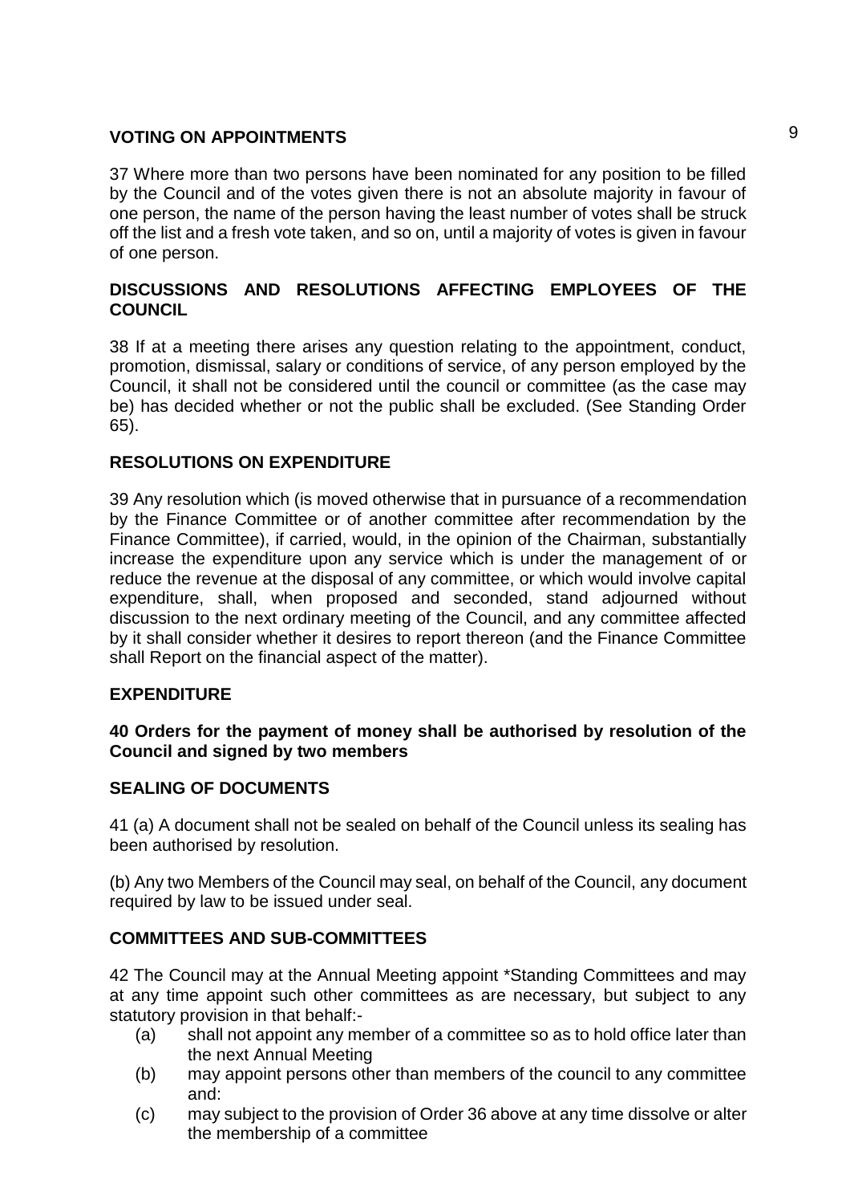## VOTING ON APPOINTMENTS

37 Where more than two persons have been nominated for any position to be filled by the Council and of the votes given there is not an absolute majority in favour of one person, the name of the person having the least number of votes shall be struck off the list and a fresh vote taken, and so on, until a majority of votes is given in favour of one person.

## DISCUSSIONS AND RESOLUTIONS AFFECTING EMPLOYEES OF THE COUNCIL

38 If at a meeting there arises any question relating to the appointment, conduct, promotion, dismissal, salary or conditions of service, of any person employed by the Council, it shall not be considered until the council or committee (as the case may be) has decided whether or not the public shall be excluded. (See Standing Order 65).

## RESOLUTIONS ON EXPENDITURE

39 Any resolution which (is moved otherwise that in pursuance of a recommendation by the Finance Committee or of another committee after recommendation by the Finance Committee), if carried, would, in the opinion of the Chairman, substantially increase the expenditure upon any service which is under the management of or reduce the revenue at the disposal of any committee, or which would involve capital expenditure, shall, when proposed and seconded, stand adjourned without discussion to the next ordinary meeting of the Council, and any committee affected by it shall consider whether it desires to report thereon (and the Finance Committee shall Report on the financial aspect of the matter).

## EXPENDITURE

**40 Orders for the payment of money shall be authorised by resolution of the Council and signed by two members**

## SEALING OF DOCUMENTS

41 (a) A document shall not be sealed on behalf of the Council unless its sealing has been authorised by resolution.

(b) Any two Members of the Council may seal, on behalf of the Council, any document required by law to be issued under seal.

## COMMITTEES AND SUB-COMMITTEES

42 The Council may at the Annual Meeting appoint *Standing Committees and may at any time appoint such other committees as are necessary, but subject to any statutory provision in that behalf:-

- (a) shall not appoint any member of a committee so as to hold office later than the next Annual Meeting
- (b) may appoint persons other than members of the council to any committee and:
- (c) may subject to the provision of Order 36 above at any time dissolve or alter the membership of a committee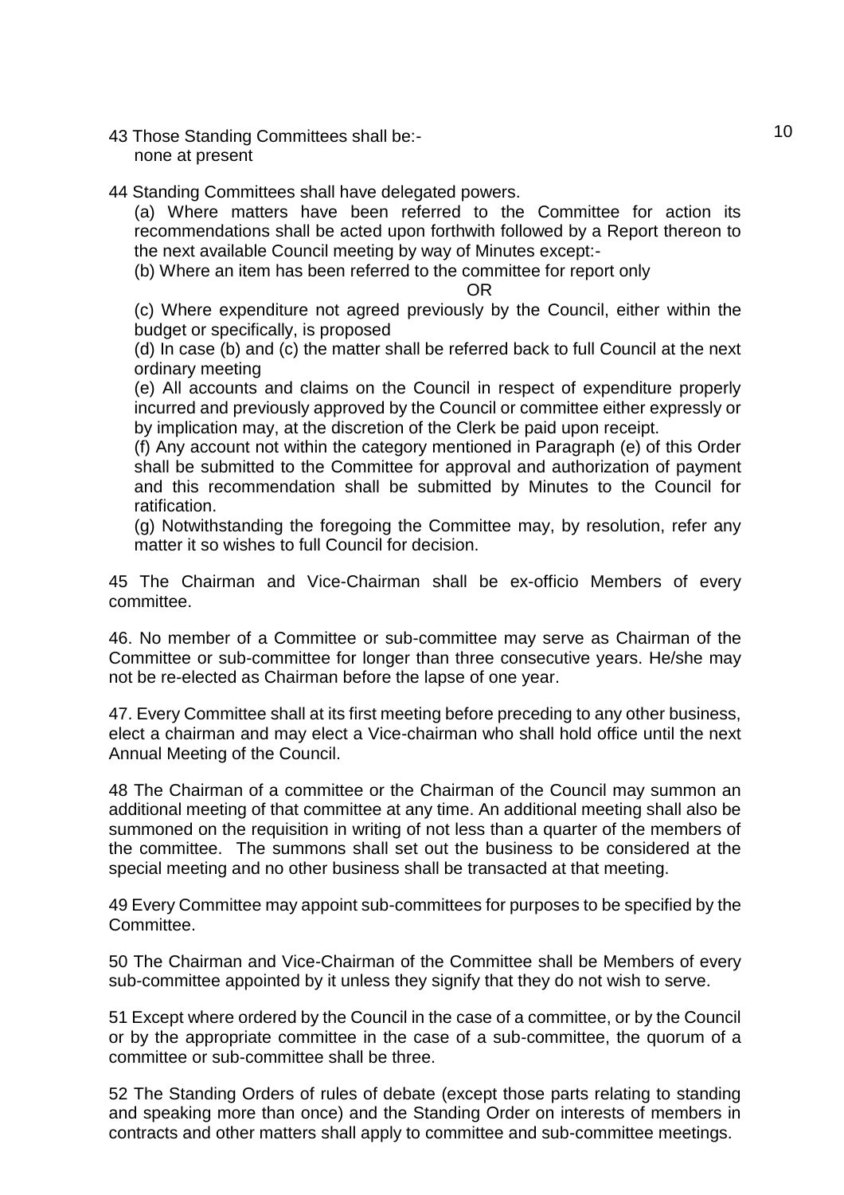43 Those Standing Committees shall be:-
none at present

44 Standing Committees shall have delegated powers.

(a) Where matters have been referred to the Committee for action its recommendations shall be acted upon forthwith followed by a Report thereon to the next available Council meeting by way of Minutes except:-

(b) Where an item has been referred to the committee for report only

OR

(c) Where expenditure not agreed previously by the Council, either within the budget or specifically, is proposed

(d) In case (b) and (c) the matter shall be referred back to full Council at the next ordinary meeting

(e) All accounts and claims on the Council in respect of expenditure properly incurred and previously approved by the Council or committee either expressly or by implication may, at the discretion of the Clerk be paid upon receipt.

(f) Any account not within the category mentioned in Paragraph (e) of this Order shall be submitted to the Committee for approval and authorization of payment and this recommendation shall be submitted by Minutes to the Council for ratification.

(g) Notwithstanding the foregoing the Committee may, by resolution, refer any matter it so wishes to full Council for decision.

45 The Chairman and Vice-Chairman shall be ex-officio Members of every committee.

46. No member of a Committee or sub-committee may serve as Chairman of the Committee or sub-committee for longer than three consecutive years. He/she may not be re-elected as Chairman before the lapse of one year.

47. Every Committee shall at its first meeting before preceding to any other business, elect a chairman and may elect a Vice-chairman who shall hold office until the next Annual Meeting of the Council.

48 The Chairman of a committee or the Chairman of the Council may summon an additional meeting of that committee at any time. An additional meeting shall also be summoned on the requisition in writing of not less than a quarter of the members of the committee. The summons shall set out the business to be considered at the special meeting and no other business shall be transacted at that meeting.

49 Every Committee may appoint sub-committees for purposes to be specified by the Committee.

50 The Chairman and Vice-Chairman of the Committee shall be Members of every sub-committee appointed by it unless they signify that they do not wish to serve.

51 Except where ordered by the Council in the case of a committee, or by the Council or by the appropriate committee in the case of a sub-committee, the quorum of a committee or sub-committee shall be three.

52 The Standing Orders of rules of debate (except those parts relating to standing and speaking more than once) and the Standing Order on interests of members in contracts and other matters shall apply to committee and sub-committee meetings.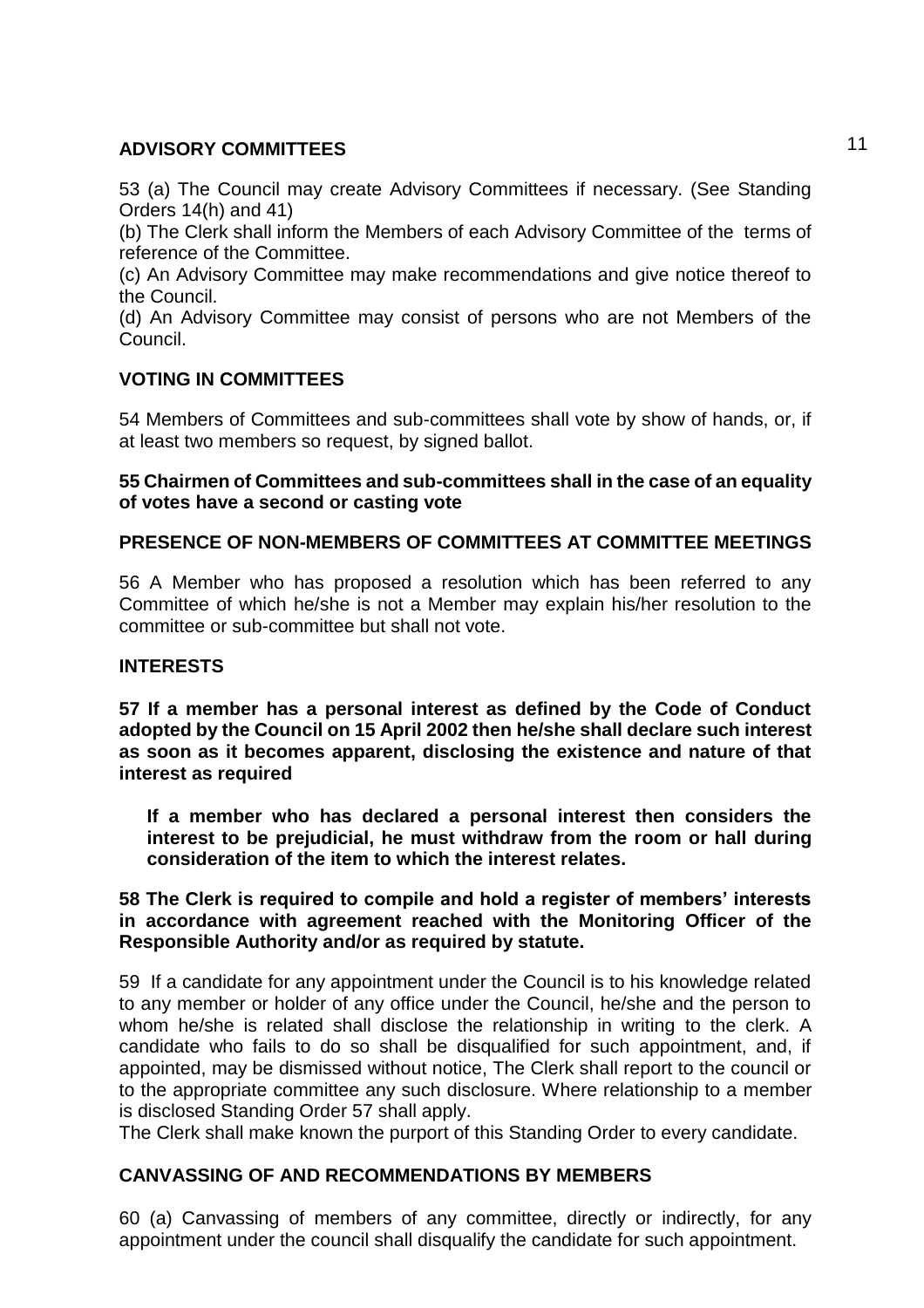## ADVISORY COMMITTEES

53 (a) The Council may create Advisory Committees if necessary. (See Standing Orders 14(h) and 41)

(b) The Clerk shall inform the Members of each Advisory Committee of the terms of reference of the Committee.

(c) An Advisory Committee may make recommendations and give notice thereof to the Council.

(d) An Advisory Committee may consist of persons who are not Members of the Council.

## VOTING IN COMMITTEES

54 Members of Committees and sub-committees shall vote by show of hands, or, if at least two members so request, by signed ballot.

**55 Chairmen of Committees and sub-committees shall in the case of an equality of votes have a second or casting vote**

## PRESENCE OF NON-MEMBERS OF COMMITTEES AT COMMITTEE MEETINGS

56 A Member who has proposed a resolution which has been referred to any Committee of which he/she is not a Member may explain his/her resolution to the committee or sub-committee but shall not vote.

## INTERESTS

**57 If a member has a personal interest as defined by the Code of Conduct adopted by the Council on 15 April 2002 then he/she shall declare such interest as soon as it becomes apparent, disclosing the existence and nature of that interest as required**

**If a member who has declared a personal interest then considers the interest to be prejudicial, he must withdraw from the room or hall during consideration of the item to which the interest relates.**

**58 The Clerk is required to compile and hold a register of members' interests in accordance with agreement reached with the Monitoring Officer of the Responsible Authority and/or as required by statute.**

59 If a candidate for any appointment under the Council is to his knowledge related to any member or holder of any office under the Council, he/she and the person to whom he/she is related shall disclose the relationship in writing to the clerk. A candidate who fails to do so shall be disqualified for such appointment, and, if appointed, may be dismissed without notice, The Clerk shall report to the council or to the appropriate committee any such disclosure. Where relationship to a member is disclosed Standing Order 57 shall apply.

The Clerk shall make known the purport of this Standing Order to every candidate.

## CANVASSING OF AND RECOMMENDATIONS BY MEMBERS

60 (a) Canvassing of members of any committee, directly or indirectly, for any appointment under the council shall disqualify the candidate for such appointment.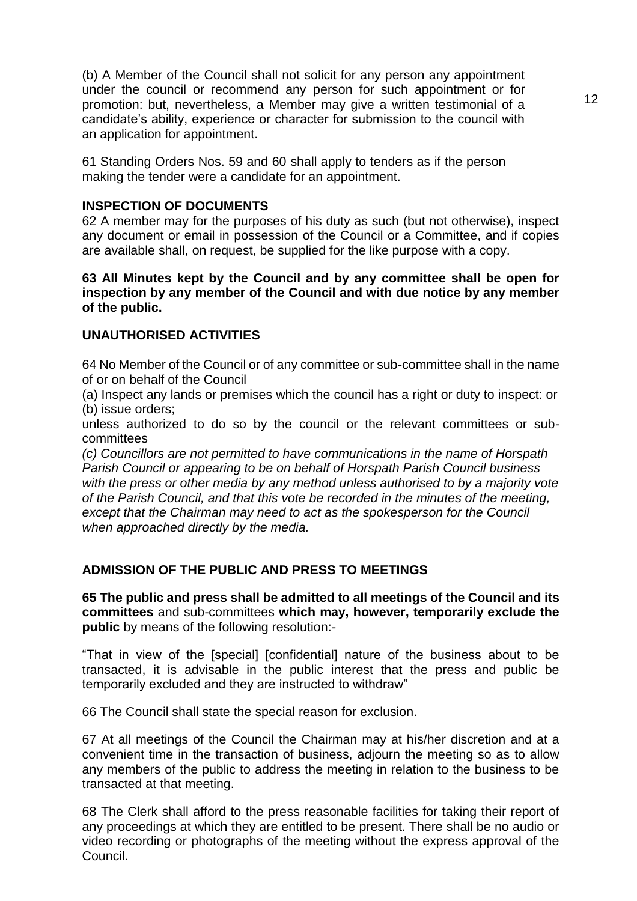(b) A Member of the Council shall not solicit for any person any appointment under the council or recommend any person for such appointment or for promotion: but, nevertheless, a Member may give a written testimonial of a candidate's ability, experience or character for submission to the council with an application for appointment.

61 Standing Orders Nos. 59 and 60 shall apply to tenders as if the person making the tender were a candidate for an appointment.

### INSPECTION OF DOCUMENTS

62 A member may for the purposes of his duty as such (but not otherwise), inspect any document or email in possession of the Council or a Committee, and if copies are available shall, on request, be supplied for the like purpose with a copy.

**63 All Minutes kept by the Council and by any committee shall be open for inspection by any member of the Council and with due notice by any member of the public.**

### UNAUTHORISED ACTIVITIES

64 No Member of the Council or of any committee or sub-committee shall in the name of or on behalf of the Council

(a) Inspect any lands or premises which the council has a right or duty to inspect: or

(b) issue orders;

unless authorized to do so by the council or the relevant committees or sub-committees

*(c) Councillors are not permitted to have communications in the name of Horspath Parish Council or appearing to be on behalf of Horspath Parish Council business with the press or other media by any method unless authorised to by a majority vote of the Parish Council, and that this vote be recorded in the minutes of the meeting, except that the Chairman may need to act as the spokesperson for the Council when approached directly by the media.*

### ADMISSION OF THE PUBLIC AND PRESS TO MEETINGS

**65 The public and press shall be admitted to all meetings of the Council and its committees** and sub-committees **which may, however, temporarily exclude the public** by means of the following resolution:-

"That in view of the [special] [confidential] nature of the business about to be transacted, it is advisable in the public interest that the press and public be temporarily excluded and they are instructed to withdraw"

66 The Council shall state the special reason for exclusion.

67 At all meetings of the Council the Chairman may at his/her discretion and at a convenient time in the transaction of business, adjourn the meeting so as to allow any members of the public to address the meeting in relation to the business to be transacted at that meeting.

68 The Clerk shall afford to the press reasonable facilities for taking their report of any proceedings at which they are entitled to be present. There shall be no audio or video recording or photographs of the meeting without the express approval of the Council.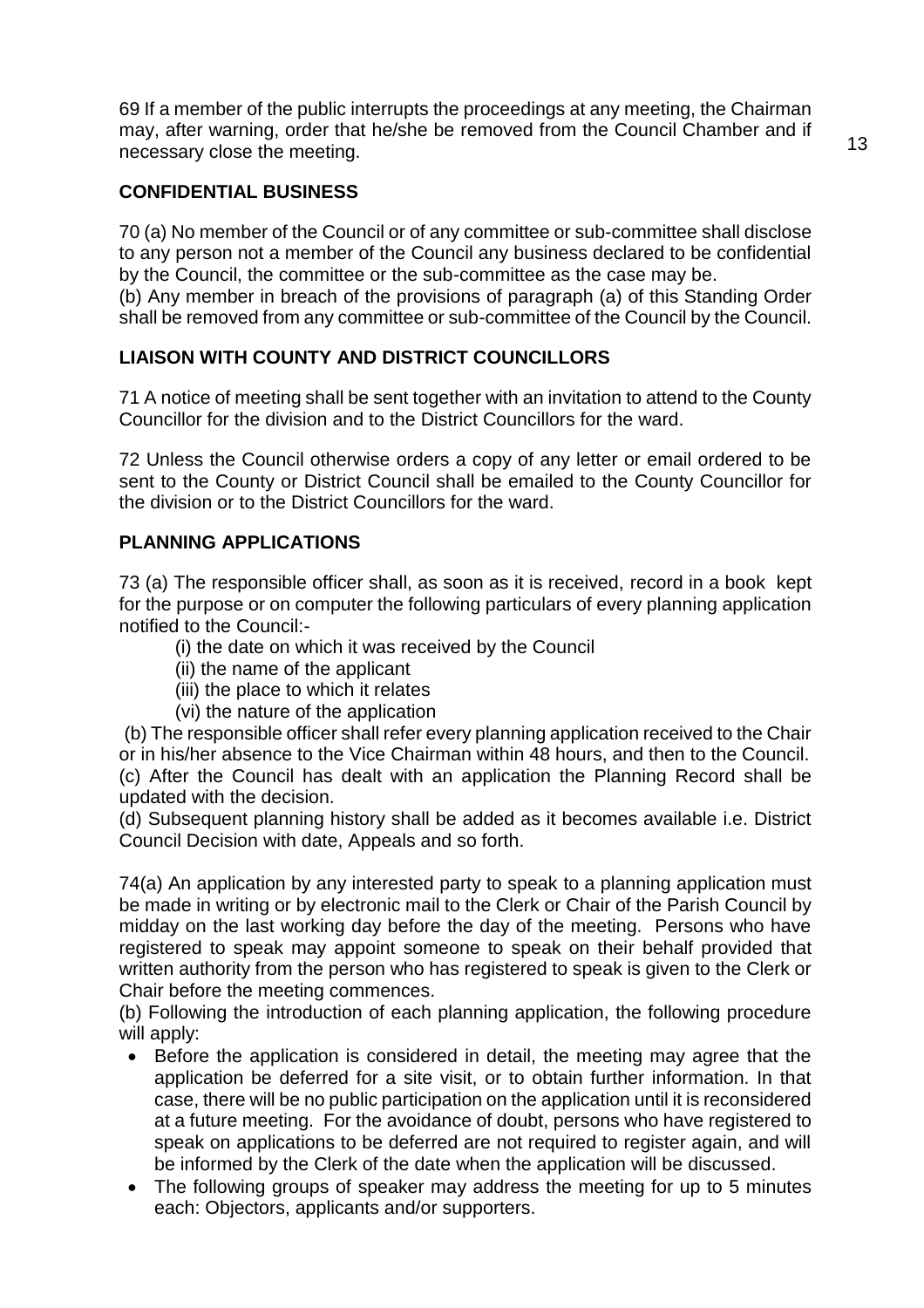69 If a member of the public interrupts the proceedings at any meeting, the Chairman may, after warning, order that he/she be removed from the Council Chamber and if necessary close the meeting.

**CONFIDENTIAL BUSINESS**

70 (a) No member of the Council or of any committee or sub-committee shall disclose to any person not a member of the Council any business declared to be confidential by the Council, the committee or the sub-committee as the case may be.
(b) Any member in breach of the provisions of paragraph (a) of this Standing Order shall be removed from any committee or sub-committee of the Council by the Council.

**LIAISON WITH COUNTY AND DISTRICT COUNCILLORS**

71 A notice of meeting shall be sent together with an invitation to attend to the County Councillor for the division and to the District Councillors for the ward.

72 Unless the Council otherwise orders a copy of any letter or email ordered to be sent to the County or District Council shall be emailed to the County Councillor for the division or to the District Councillors for the ward.

**PLANNING APPLICATIONS**

73 (a) The responsible officer shall, as soon as it is received, record in a book kept for the purpose or on computer the following particulars of every planning application notified to the Council:-

(i) the date on which it was received by the Council
(ii) the name of the applicant
(iii) the place to which it relates
(vi) the nature of the application

(b) The responsible officer shall refer every planning application received to the Chair or in his/her absence to the Vice Chairman within 48 hours, and then to the Council.
(c) After the Council has dealt with an application the Planning Record shall be updated with the decision.
(d) Subsequent planning history shall be added as it becomes available i.e. District Council Decision with date, Appeals and so forth.

74(a) An application by any interested party to speak to a planning application must be made in writing or by electronic mail to the Clerk or Chair of the Parish Council by midday on the last working day before the day of the meeting. Persons who have registered to speak may appoint someone to speak on their behalf provided that written authority from the person who has registered to speak is given to the Clerk or Chair before the meeting commences.
(b) Following the introduction of each planning application, the following procedure will apply:

- Before the application is considered in detail, the meeting may agree that the application be deferred for a site visit, or to obtain further information. In that case, there will be no public participation on the application until it is reconsidered at a future meeting. For the avoidance of doubt, persons who have registered to speak on applications to be deferred are not required to register again, and will be informed by the Clerk of the date when the application will be discussed.
- The following groups of speaker may address the meeting for up to 5 minutes each: Objectors, applicants and/or supporters.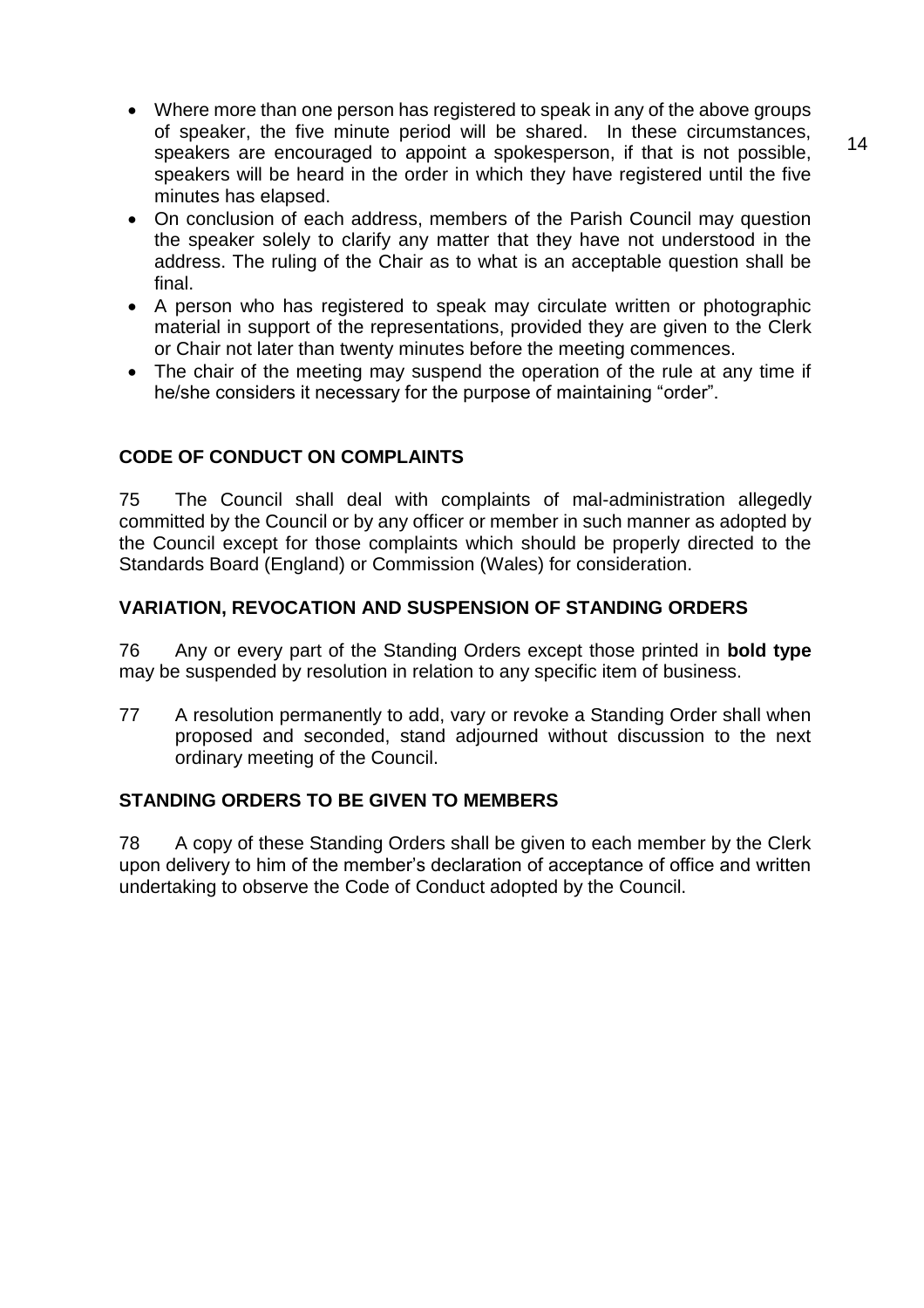- Where more than one person has registered to speak in any of the above groups of speaker, the five minute period will be shared. In these circumstances, speakers are encouraged to appoint a spokesperson, if that is not possible, speakers will be heard in the order in which they have registered until the five minutes has elapsed.
- On conclusion of each address, members of the Parish Council may question the speaker solely to clarify any matter that they have not understood in the address. The ruling of the Chair as to what is an acceptable question shall be final.
- A person who has registered to speak may circulate written or photographic material in support of the representations, provided they are given to the Clerk or Chair not later than twenty minutes before the meeting commences.
- The chair of the meeting may suspend the operation of the rule at any time if he/she considers it necessary for the purpose of maintaining "order".

## CODE OF CONDUCT ON COMPLAINTS

75 The Council shall deal with complaints of mal-administration allegedly committed by the Council or by any officer or member in such manner as adopted by the Council except for those complaints which should be properly directed to the Standards Board (England) or Commission (Wales) for consideration.

## VARIATION, REVOCATION AND SUSPENSION OF STANDING ORDERS

76 Any or every part of the Standing Orders except those printed in **bold type** may be suspended by resolution in relation to any specific item of business.

77 A resolution permanently to add, vary or revoke a Standing Order shall when proposed and seconded, stand adjourned without discussion to the next ordinary meeting of the Council.

## STANDING ORDERS TO BE GIVEN TO MEMBERS

78 A copy of these Standing Orders shall be given to each member by the Clerk upon delivery to him of the member's declaration of acceptance of office and written undertaking to observe the Code of Conduct adopted by the Council.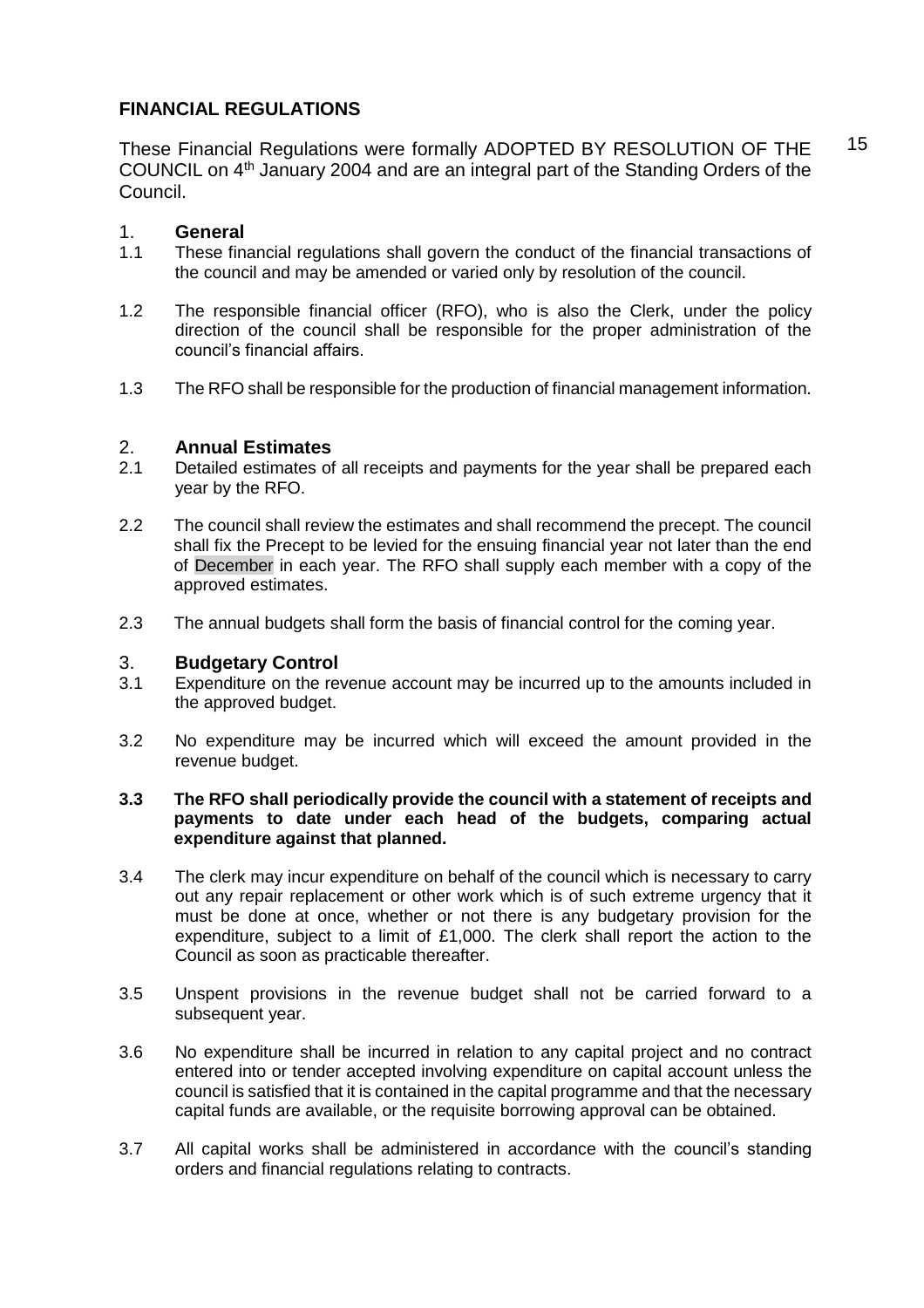## FINANCIAL REGULATIONS

These Financial Regulations were formally ADOPTED BY RESOLUTION OF THE COUNCIL on 4th January 2004 and are an integral part of the Standing Orders of the Council.

### 1. General

1.1 These financial regulations shall govern the conduct of the financial transactions of the council and may be amended or varied only by resolution of the council.

1.2 The responsible financial officer (RFO), who is also the Clerk, under the policy direction of the council shall be responsible for the proper administration of the council's financial affairs.

1.3 The RFO shall be responsible for the production of financial management information.

### 2. Annual Estimates

2.1 Detailed estimates of all receipts and payments for the year shall be prepared each year by the RFO.

2.2 The council shall review the estimates and shall recommend the precept. The council shall fix the Precept to be levied for the ensuing financial year not later than the end of December in each year. The RFO shall supply each member with a copy of the approved estimates.

2.3 The annual budgets shall form the basis of financial control for the coming year.

### 3. Budgetary Control

3.1 Expenditure on the revenue account may be incurred up to the amounts included in the approved budget.

3.2 No expenditure may be incurred which will exceed the amount provided in the revenue budget.

**3.3 The RFO shall periodically provide the council with a statement of receipts and payments to date under each head of the budgets, comparing actual expenditure against that planned.**

3.4 The clerk may incur expenditure on behalf of the council which is necessary to carry out any repair replacement or other work which is of such extreme urgency that it must be done at once, whether or not there is any budgetary provision for the expenditure, subject to a limit of £1,000. The clerk shall report the action to the Council as soon as practicable thereafter.

3.5 Unspent provisions in the revenue budget shall not be carried forward to a subsequent year.

3.6 No expenditure shall be incurred in relation to any capital project and no contract entered into or tender accepted involving expenditure on capital account unless the council is satisfied that it is contained in the capital programme and that the necessary capital funds are available, or the requisite borrowing approval can be obtained.

3.7 All capital works shall be administered in accordance with the council's standing orders and financial regulations relating to contracts.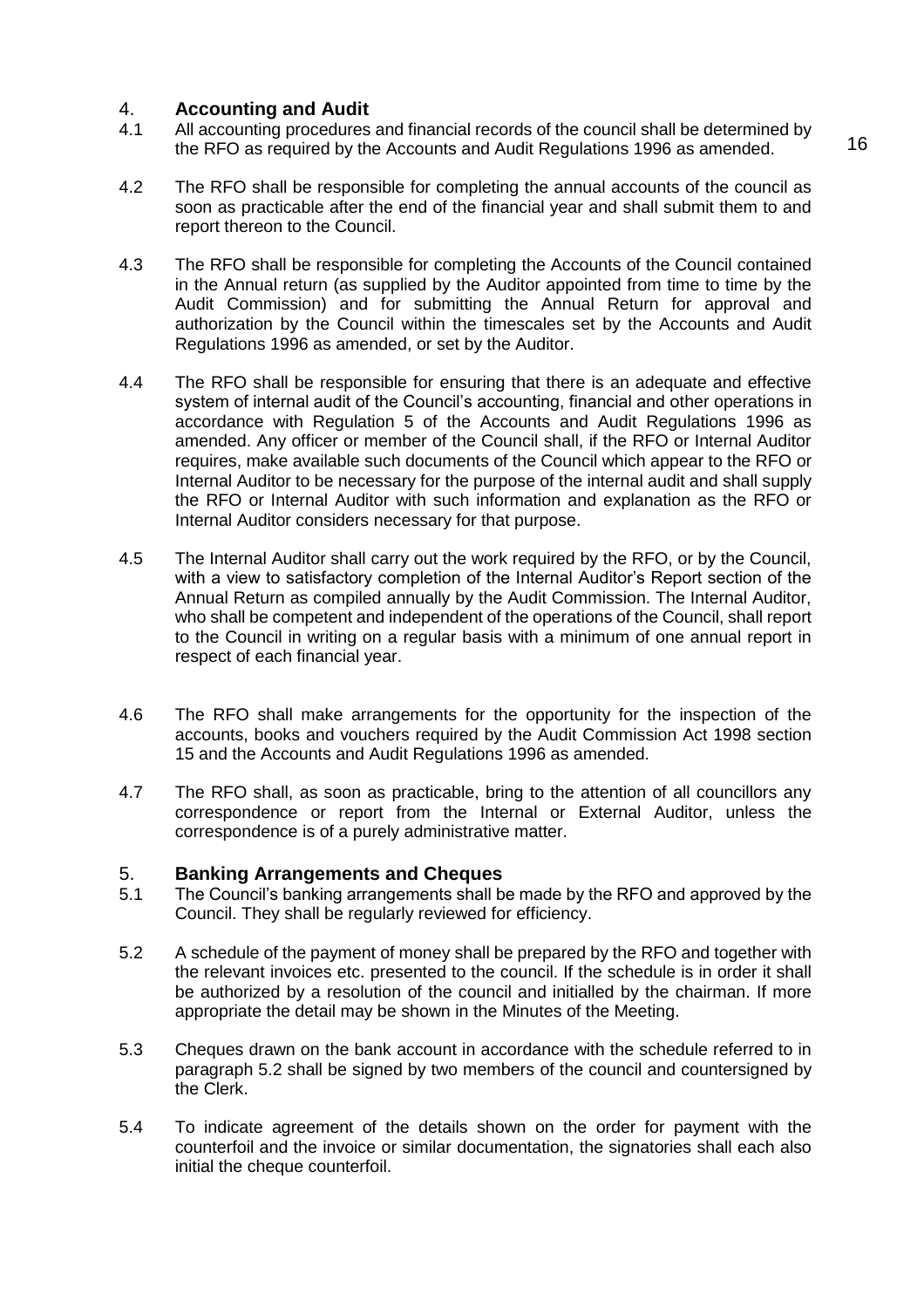## 4. Accounting and Audit

4.1 All accounting procedures and financial records of the council shall be determined by the RFO as required by the Accounts and Audit Regulations 1996 as amended.

4.2 The RFO shall be responsible for completing the annual accounts of the council as soon as practicable after the end of the financial year and shall submit them to and report thereon to the Council.

4.3 The RFO shall be responsible for completing the Accounts of the Council contained in the Annual return (as supplied by the Auditor appointed from time to time by the Audit Commission) and for submitting the Annual Return for approval and authorization by the Council within the timescales set by the Accounts and Audit Regulations 1996 as amended, or set by the Auditor.

4.4 The RFO shall be responsible for ensuring that there is an adequate and effective system of internal audit of the Council's accounting, financial and other operations in accordance with Regulation 5 of the Accounts and Audit Regulations 1996 as amended. Any officer or member of the Council shall, if the RFO or Internal Auditor requires, make available such documents of the Council which appear to the RFO or Internal Auditor to be necessary for the purpose of the internal audit and shall supply the RFO or Internal Auditor with such information and explanation as the RFO or Internal Auditor considers necessary for that purpose.

4.5 The Internal Auditor shall carry out the work required by the RFO, or by the Council, with a view to satisfactory completion of the Internal Auditor's Report section of the Annual Return as compiled annually by the Audit Commission. The Internal Auditor, who shall be competent and independent of the operations of the Council, shall report to the Council in writing on a regular basis with a minimum of one annual report in respect of each financial year.

4.6 The RFO shall make arrangements for the opportunity for the inspection of the accounts, books and vouchers required by the Audit Commission Act 1998 section 15 and the Accounts and Audit Regulations 1996 as amended.

4.7 The RFO shall, as soon as practicable, bring to the attention of all councillors any correspondence or report from the Internal or External Auditor, unless the correspondence is of a purely administrative matter.

## 5. Banking Arrangements and Cheques

5.1 The Council's banking arrangements shall be made by the RFO and approved by the Council. They shall be regularly reviewed for efficiency.

5.2 A schedule of the payment of money shall be prepared by the RFO and together with the relevant invoices etc. presented to the council. If the schedule is in order it shall be authorized by a resolution of the council and initialled by the chairman. If more appropriate the detail may be shown in the Minutes of the Meeting.

5.3 Cheques drawn on the bank account in accordance with the schedule referred to in paragraph 5.2 shall be signed by two members of the council and countersigned by the Clerk.

5.4 To indicate agreement of the details shown on the order for payment with the counterfoil and the invoice or similar documentation, the signatories shall each also initial the cheque counterfoil.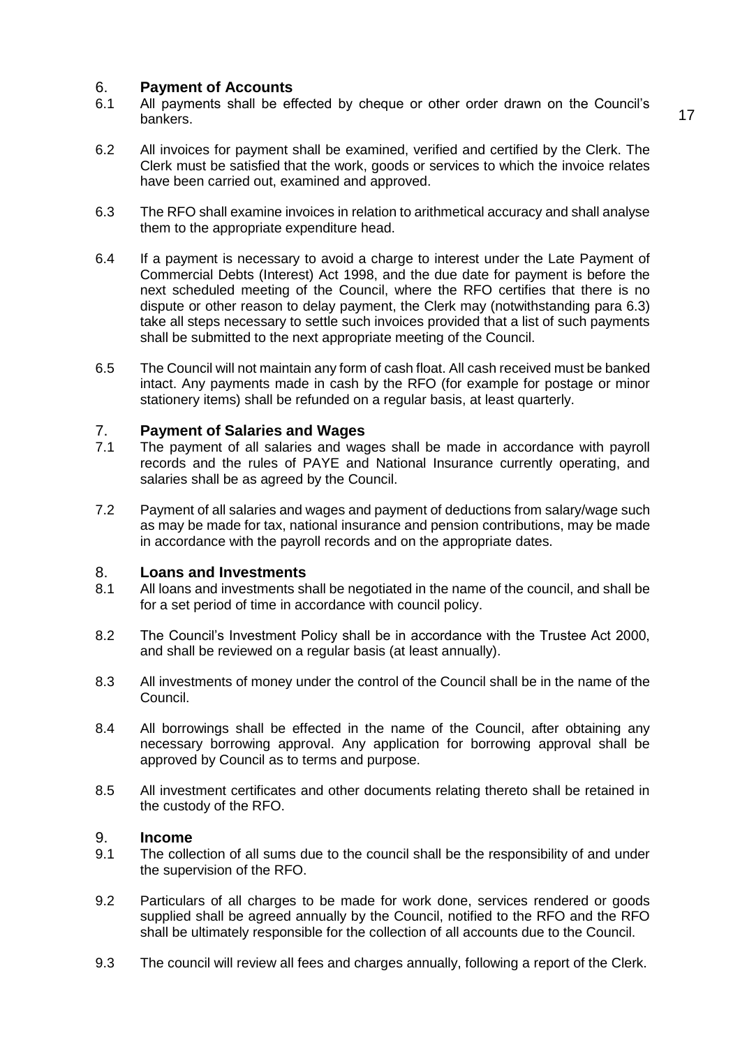## 6. Payment of Accounts

6.1 All payments shall be effected by cheque or other order drawn on the Council's bankers.

6.2 All invoices for payment shall be examined, verified and certified by the Clerk. The Clerk must be satisfied that the work, goods or services to which the invoice relates have been carried out, examined and approved.

6.3 The RFO shall examine invoices in relation to arithmetical accuracy and shall analyse them to the appropriate expenditure head.

6.4 If a payment is necessary to avoid a charge to interest under the Late Payment of Commercial Debts (Interest) Act 1998, and the due date for payment is before the next scheduled meeting of the Council, where the RFO certifies that there is no dispute or other reason to delay payment, the Clerk may (notwithstanding para 6.3) take all steps necessary to settle such invoices provided that a list of such payments shall be submitted to the next appropriate meeting of the Council.

6.5 The Council will not maintain any form of cash float. All cash received must be banked intact. Any payments made in cash by the RFO (for example for postage or minor stationery items) shall be refunded on a regular basis, at least quarterly.

## 7. Payment of Salaries and Wages

7.1 The payment of all salaries and wages shall be made in accordance with payroll records and the rules of PAYE and National Insurance currently operating, and salaries shall be as agreed by the Council.

7.2 Payment of all salaries and wages and payment of deductions from salary/wage such as may be made for tax, national insurance and pension contributions, may be made in accordance with the payroll records and on the appropriate dates.

## 8. Loans and Investments

8.1 All loans and investments shall be negotiated in the name of the council, and shall be for a set period of time in accordance with council policy.

8.2 The Council's Investment Policy shall be in accordance with the Trustee Act 2000, and shall be reviewed on a regular basis (at least annually).

8.3 All investments of money under the control of the Council shall be in the name of the Council.

8.4 All borrowings shall be effected in the name of the Council, after obtaining any necessary borrowing approval. Any application for borrowing approval shall be approved by Council as to terms and purpose.

8.5 All investment certificates and other documents relating thereto shall be retained in the custody of the RFO.

## 9. Income

9.1 The collection of all sums due to the council shall be the responsibility of and under the supervision of the RFO.

9.2 Particulars of all charges to be made for work done, services rendered or goods supplied shall be agreed annually by the Council, notified to the RFO and the RFO shall be ultimately responsible for the collection of all accounts due to the Council.

9.3 The council will review all fees and charges annually, following a report of the Clerk.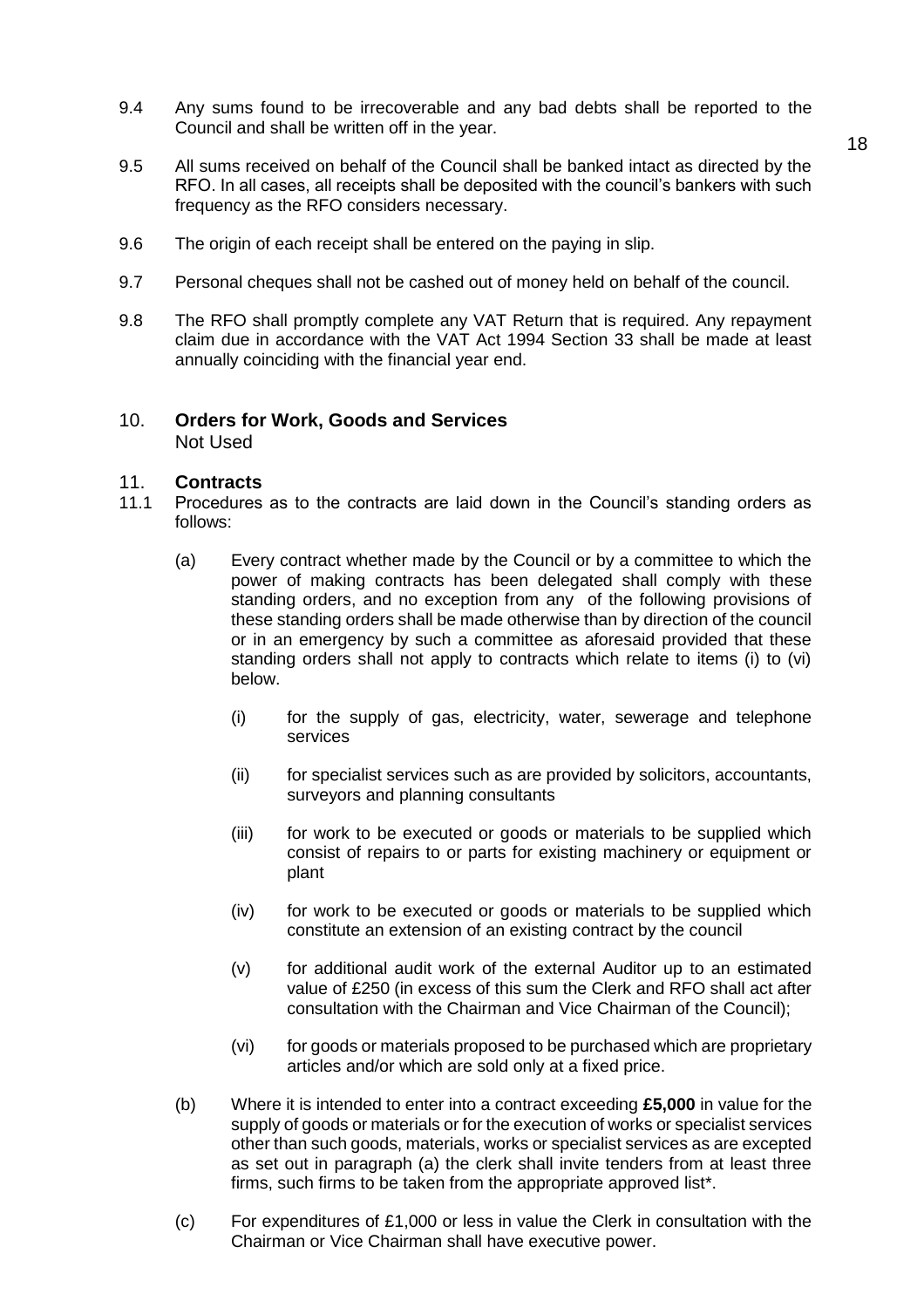9.4 Any sums found to be irrecoverable and any bad debts shall be reported to the Council and shall be written off in the year.

9.5 All sums received on behalf of the Council shall be banked intact as directed by the RFO. In all cases, all receipts shall be deposited with the council's bankers with such frequency as the RFO considers necessary.

9.6 The origin of each receipt shall be entered on the paying in slip.

9.7 Personal cheques shall not be cashed out of money held on behalf of the council.

9.8 The RFO shall promptly complete any VAT Return that is required. Any repayment claim due in accordance with the VAT Act 1994 Section 33 shall be made at least annually coinciding with the financial year end.

## 10. **Orders for Work, Goods and Services**

Not Used

## 11. **Contracts**

11.1 Procedures as to the contracts are laid down in the Council's standing orders as follows:

(a) Every contract whether made by the Council or by a committee to which the power of making contracts has been delegated shall comply with these standing orders, and no exception from any of the following provisions of these standing orders shall be made otherwise than by direction of the council or in an emergency by such a committee as aforesaid provided that these standing orders shall not apply to contracts which relate to items (i) to (vi) below.

   (i) for the supply of gas, electricity, water, sewerage and telephone services

   (ii) for specialist services such as are provided by solicitors, accountants, surveyors and planning consultants

   (iii) for work to be executed or goods or materials to be supplied which consist of repairs to or parts for existing machinery or equipment or plant

   (iv) for work to be executed or goods or materials to be supplied which constitute an extension of an existing contract by the council

   (v) for additional audit work of the external Auditor up to an estimated value of £250 (in excess of this sum the Clerk and RFO shall act after consultation with the Chairman and Vice Chairman of the Council);

   (vi) for goods or materials proposed to be purchased which are proprietary articles and/or which are sold only at a fixed price.

(b) Where it is intended to enter into a contract exceeding **£5,000** in value for the supply of goods or materials or for the execution of works or specialist services other than such goods, materials, works or specialist services as are excepted as set out in paragraph (a) the clerk shall invite tenders from at least three firms, such firms to be taken from the appropriate approved list*.

(c) For expenditures of £1,000 or less in value the Clerk in consultation with the Chairman or Vice Chairman shall have executive power.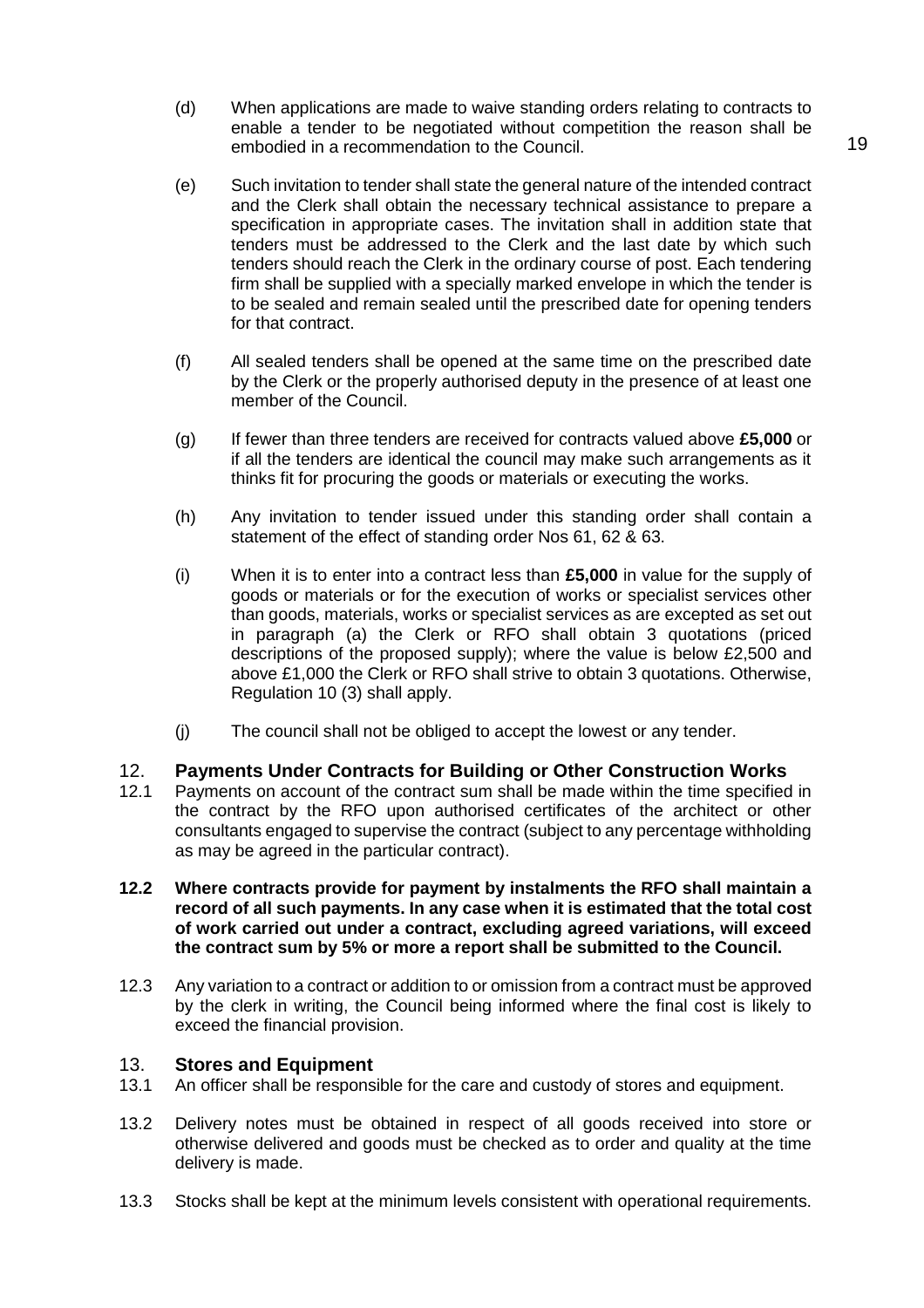(d) When applications are made to waive standing orders relating to contracts to enable a tender to be negotiated without competition the reason shall be embodied in a recommendation to the Council.

(e) Such invitation to tender shall state the general nature of the intended contract and the Clerk shall obtain the necessary technical assistance to prepare a specification in appropriate cases. The invitation shall in addition state that tenders must be addressed to the Clerk and the last date by which such tenders should reach the Clerk in the ordinary course of post. Each tendering firm shall be supplied with a specially marked envelope in which the tender is to be sealed and remain sealed until the prescribed date for opening tenders for that contract.

(f) All sealed tenders shall be opened at the same time on the prescribed date by the Clerk or the properly authorised deputy in the presence of at least one member of the Council.

(g) If fewer than three tenders are received for contracts valued above **£5,000** or if all the tenders are identical the council may make such arrangements as it thinks fit for procuring the goods or materials or executing the works.

(h) Any invitation to tender issued under this standing order shall contain a statement of the effect of standing order Nos 61, 62 & 63.

(i) When it is to enter into a contract less than **£5,000** in value for the supply of goods or materials or for the execution of works or specialist services other than goods, materials, works or specialist services as are excepted as set out in paragraph (a) the Clerk or RFO shall obtain 3 quotations (priced descriptions of the proposed supply); where the value is below £2,500 and above £1,000 the Clerk or RFO shall strive to obtain 3 quotations. Otherwise, Regulation 10 (3) shall apply.

(j) The council shall not be obliged to accept the lowest or any tender.

## 12. Payments Under Contracts for Building or Other Construction Works

12.1 Payments on account of the contract sum shall be made within the time specified in the contract by the RFO upon authorised certificates of the architect or other consultants engaged to supervise the contract (subject to any percentage withholding as may be agreed in the particular contract).

**12.2 Where contracts provide for payment by instalments the RFO shall maintain a record of all such payments. In any case when it is estimated that the total cost of work carried out under a contract, excluding agreed variations, will exceed the contract sum by 5% or more a report shall be submitted to the Council.**

12.3 Any variation to a contract or addition to or omission from a contract must be approved by the clerk in writing, the Council being informed where the final cost is likely to exceed the financial provision.

## 13. Stores and Equipment

13.1 An officer shall be responsible for the care and custody of stores and equipment.

13.2 Delivery notes must be obtained in respect of all goods received into store or otherwise delivered and goods must be checked as to order and quality at the time delivery is made.

13.3 Stocks shall be kept at the minimum levels consistent with operational requirements.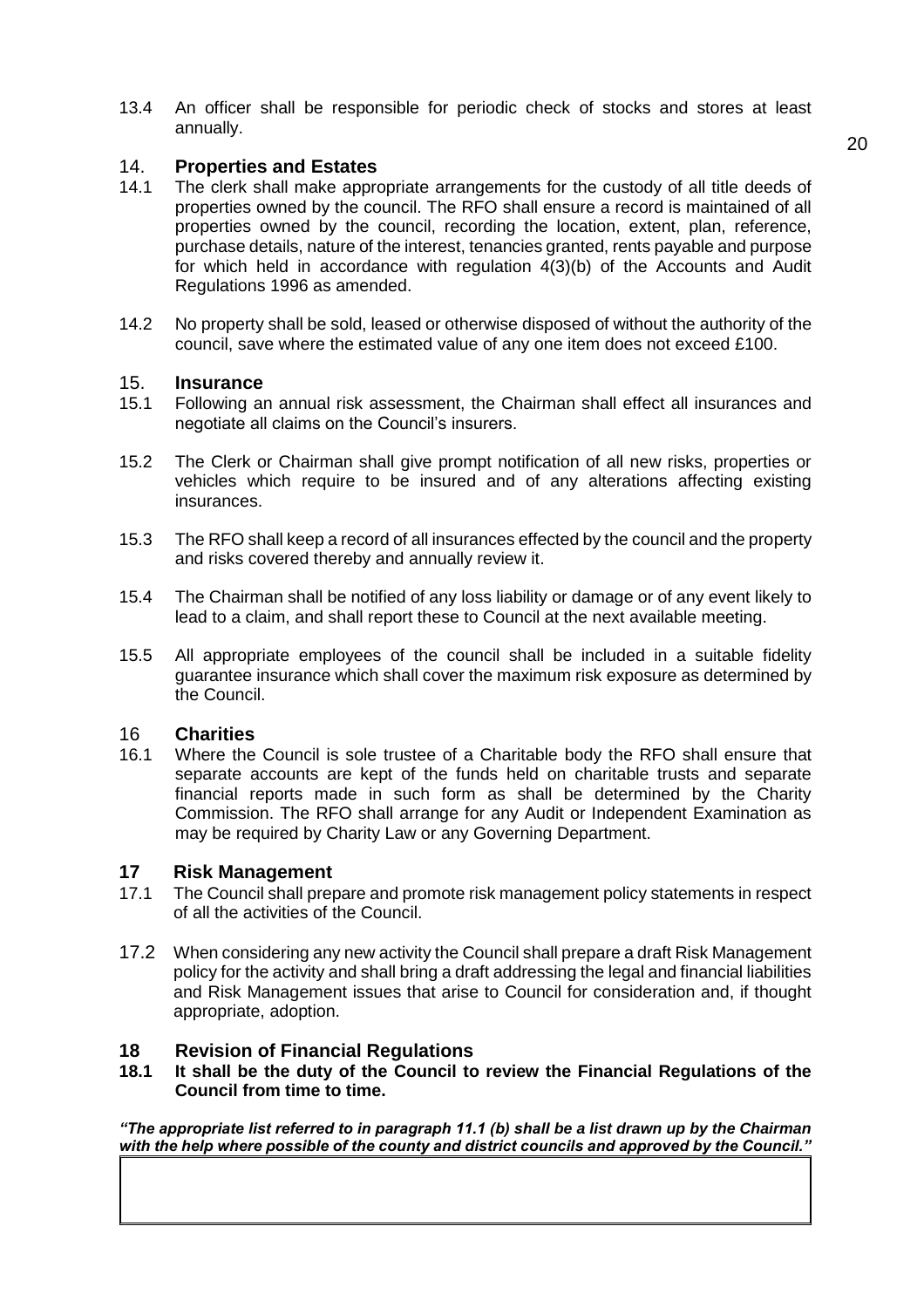13.4 An officer shall be responsible for periodic check of stocks and stores at least annually.

## 14. Properties and Estates

14.1 The clerk shall make appropriate arrangements for the custody of all title deeds of properties owned by the council. The RFO shall ensure a record is maintained of all properties owned by the council, recording the location, extent, plan, reference, purchase details, nature of the interest, tenancies granted, rents payable and purpose for which held in accordance with regulation 4(3)(b) of the Accounts and Audit Regulations 1996 as amended.

14.2 No property shall be sold, leased or otherwise disposed of without the authority of the council, save where the estimated value of any one item does not exceed £100.

## 15. Insurance

15.1 Following an annual risk assessment, the Chairman shall effect all insurances and negotiate all claims on the Council's insurers.

15.2 The Clerk or Chairman shall give prompt notification of all new risks, properties or vehicles which require to be insured and of any alterations affecting existing insurances.

15.3 The RFO shall keep a record of all insurances effected by the council and the property and risks covered thereby and annually review it.

15.4 The Chairman shall be notified of any loss liability or damage or of any event likely to lead to a claim, and shall report these to Council at the next available meeting.

15.5 All appropriate employees of the council shall be included in a suitable fidelity guarantee insurance which shall cover the maximum risk exposure as determined by the Council.

## 16 Charities

16.1 Where the Council is sole trustee of a Charitable body the RFO shall ensure that separate accounts are kept of the funds held on charitable trusts and separate financial reports made in such form as shall be determined by the Charity Commission. The RFO shall arrange for any Audit or Independent Examination as may be required by Charity Law or any Governing Department.

## 17 Risk Management

17.1 The Council shall prepare and promote risk management policy statements in respect of all the activities of the Council.

17.2 When considering any new activity the Council shall prepare a draft Risk Management policy for the activity and shall bring a draft addressing the legal and financial liabilities and Risk Management issues that arise to Council for consideration and, if thought appropriate, adoption.

## 18 Revision of Financial Regulations

**18.1 It shall be the duty of the Council to review the Financial Regulations of the Council from time to time.**

***"The appropriate list referred to in paragraph 11.1 (b) shall be a list drawn up by the Chairman with the help where possible of the county and district councils and approved by the Council."***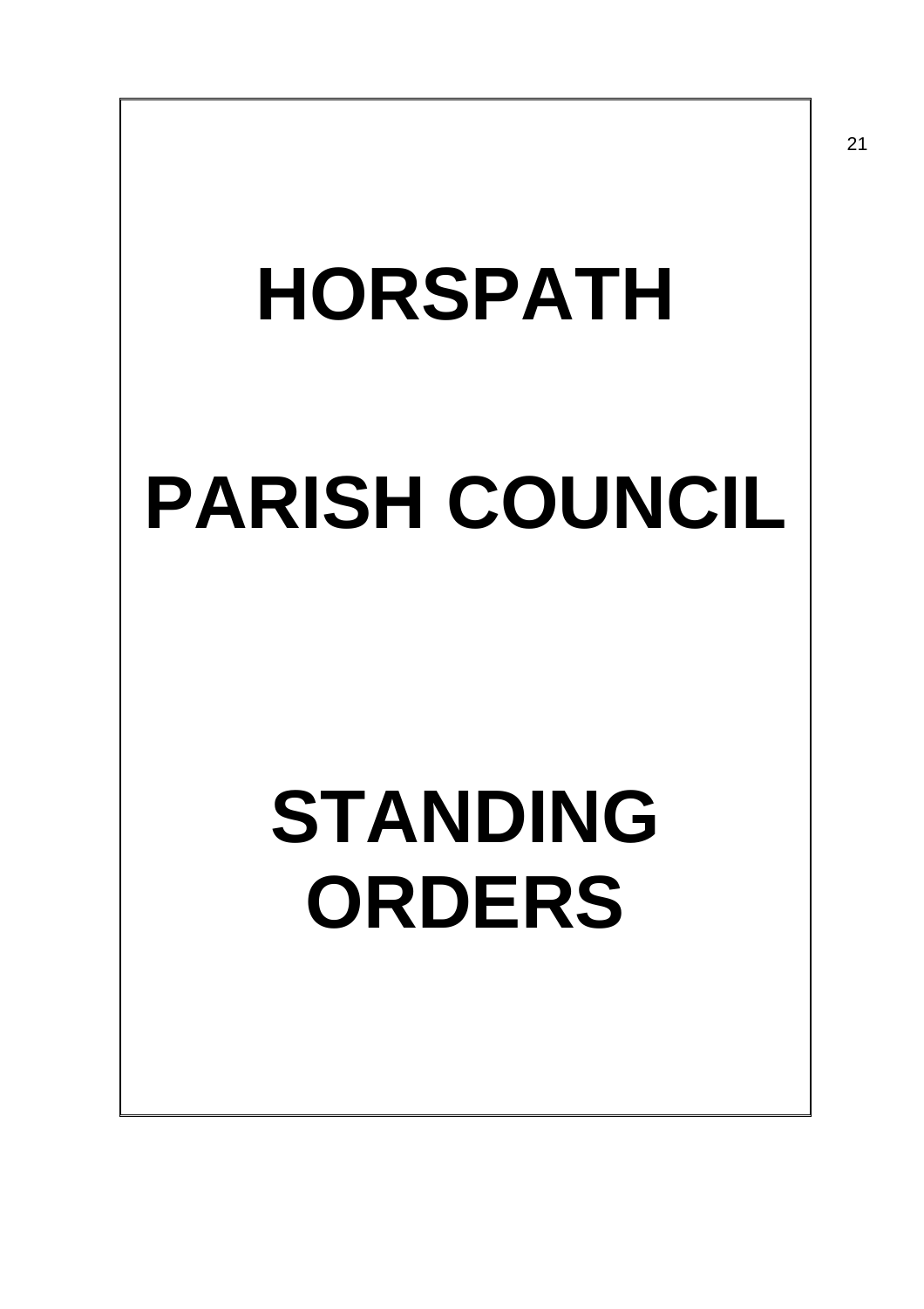# HORSPATH

# PARISH COUNCIL

# STANDING ORDERS